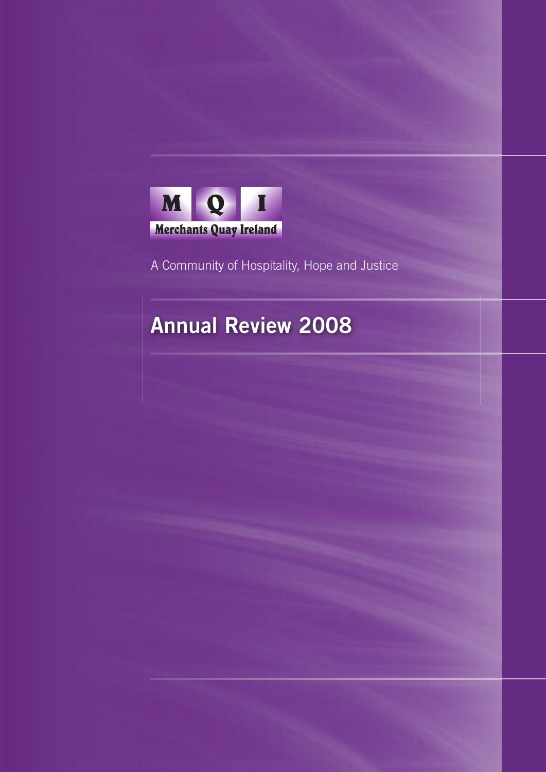**M Q I**

**Merchants Quay Ireland**

A Community of Hospitality, Hope and Justice

# Annual Review 2008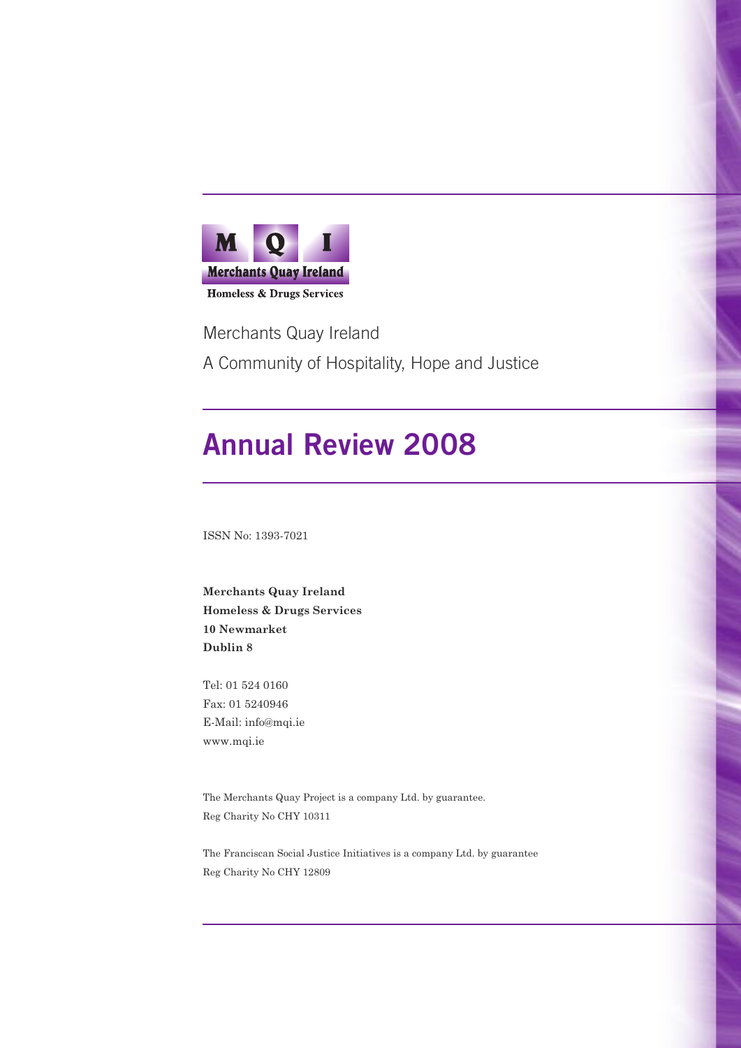**M Q I**

**Merchants Quay Ireland**

**Homeless & Drugs Services**

Merchants Quay Ireland

A Community of Hospitality, Hope and Justice

# Annual Review 2008

ISSN No: 1393-7021

**Merchants Quay Ireland**
**Homeless & Drugs Services**
**10 Newmarket**
**Dublin 8**

Tel: 01 524 0160
Fax: 01 5240946
E-Mail: info@mqi.ie
www.mqi.ie

The Merchants Quay Project is a company Ltd. by guarantee.
Reg Charity No CHY 10311

The Franciscan Social Justice Initiatives is a company Ltd. by guarantee
Reg Charity No CHY 12809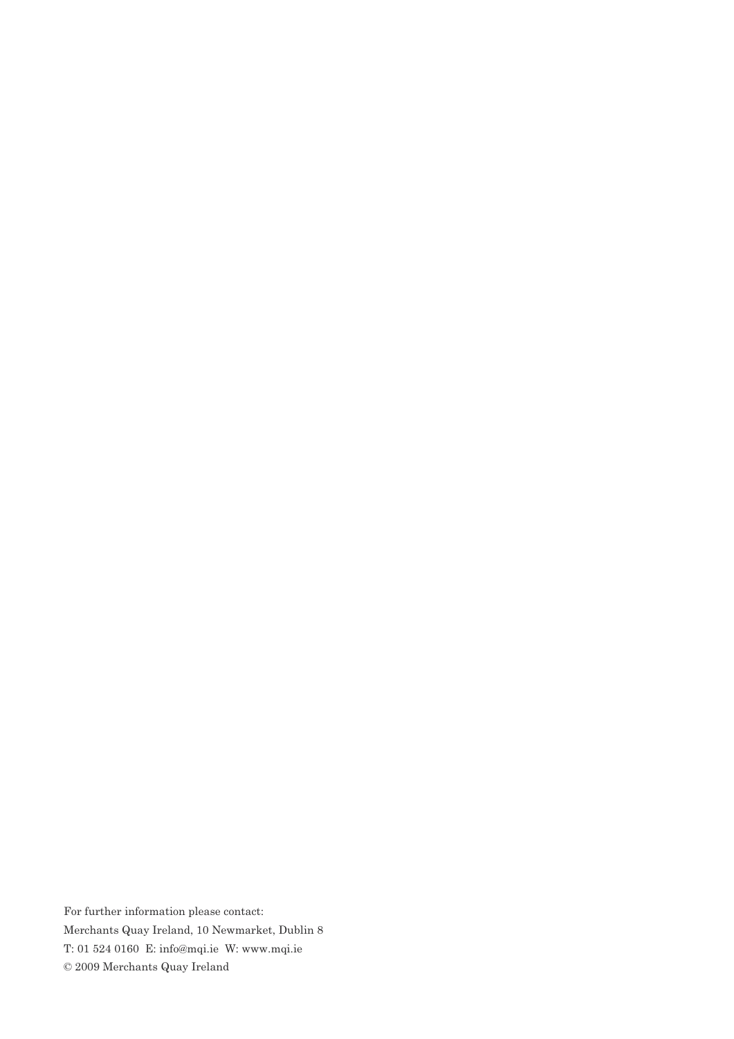For further information please contact:

Merchants Quay Ireland, 10 Newmarket, Dublin 8

T: 01 524 0160 E: info@mqi.ie W: www.mqi.ie

© 2009 Merchants Quay Ireland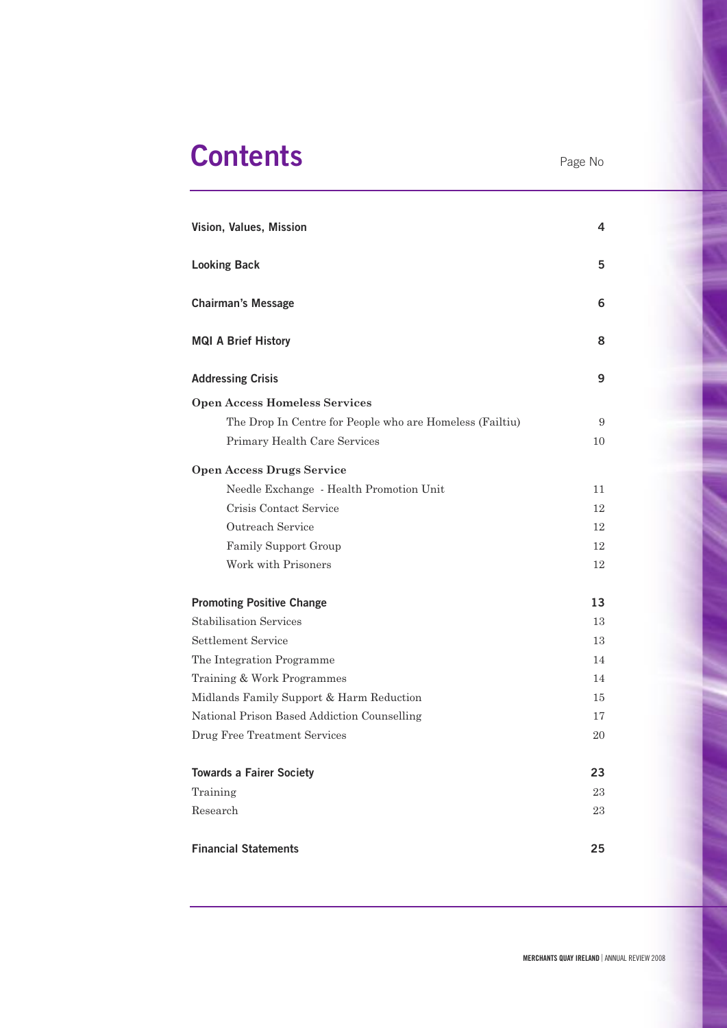# Contents

| | Page No |
|---|---|
| **Vision, Values, Mission** | **4** |
| **Looking Back** | **5** |
| **Chairman's Message** | **6** |
| **MQI A Brief History** | **8** |
| **Addressing Crisis** | **9** |
| **Open Access Homeless Services** | |
| The Drop In Centre for People who are Homeless (Failtiu) | 9 |
| Primary Health Care Services | 10 |
| **Open Access Drugs Service** | |
| Needle Exchange - Health Promotion Unit | 11 |
| Crisis Contact Service | 12 |
| Outreach Service | 12 |
| Family Support Group | 12 |
| Work with Prisoners | 12 |
| **Promoting Positive Change** | **13** |
| Stabilisation Services | 13 |
| Settlement Service | 13 |
| The Integration Programme | 14 |
| Training & Work Programmes | 14 |
| Midlands Family Support & Harm Reduction | 15 |
| National Prison Based Addiction Counselling | 17 |
| Drug Free Treatment Services | 20 |
| **Towards a Fairer Society** | **23** |
| Training | 23 |
| Research | 23 |
| **Financial Statements** | **25** |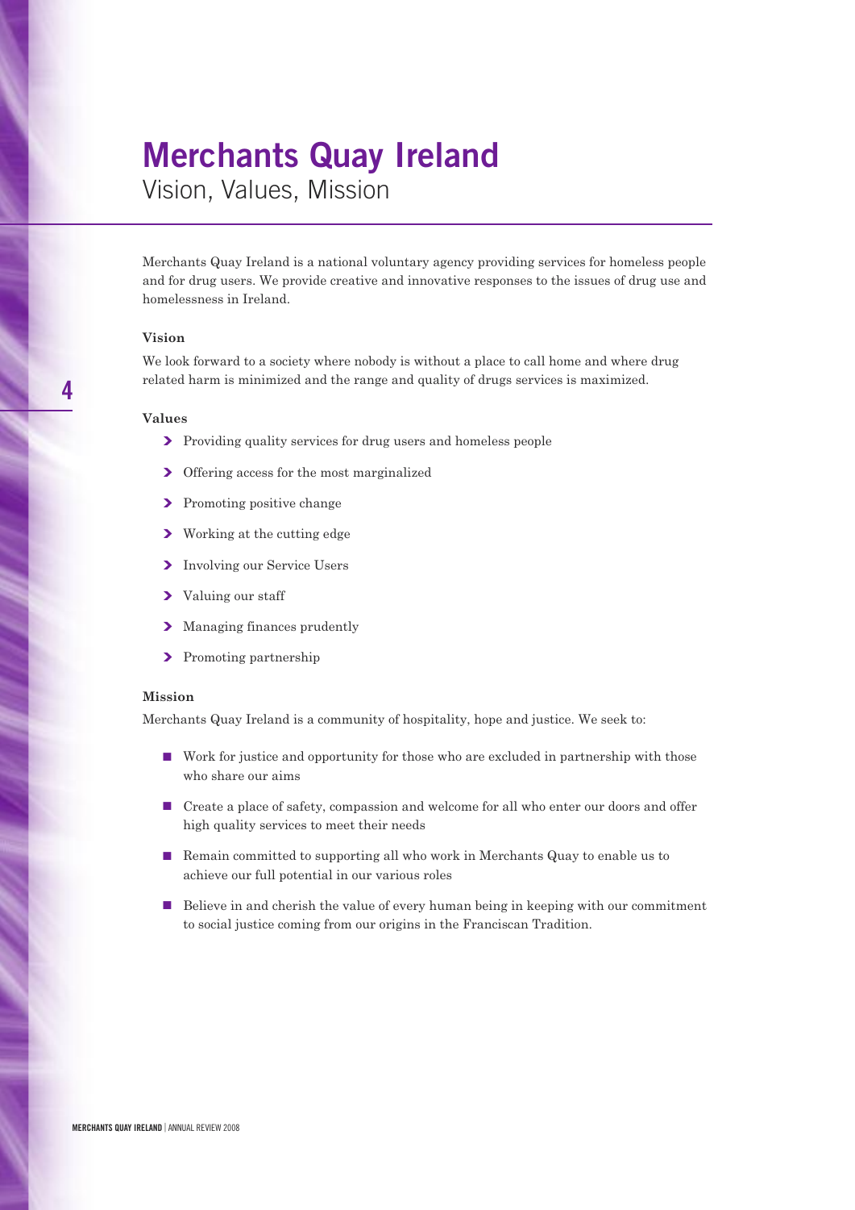# Merchants Quay Ireland

## Vision, Values, Mission

Merchants Quay Ireland is a national voluntary agency providing services for homeless people and for drug users. We provide creative and innovative responses to the issues of drug use and homelessness in Ireland.

**Vision**

We look forward to a society where nobody is without a place to call home and where drug related harm is minimized and the range and quality of drugs services is maximized.

**Values**

- Providing quality services for drug users and homeless people
- Offering access for the most marginalized
- Promoting positive change
- Working at the cutting edge
- Involving our Service Users
- Valuing our staff
- Managing finances prudently
- Promoting partnership

**Mission**

Merchants Quay Ireland is a community of hospitality, hope and justice. We seek to:

- Work for justice and opportunity for those who are excluded in partnership with those who share our aims
- Create a place of safety, compassion and welcome for all who enter our doors and offer high quality services to meet their needs
- Remain committed to supporting all who work in Merchants Quay to enable us to achieve our full potential in our various roles
- Believe in and cherish the value of every human being in keeping with our commitment to social justice coming from our origins in the Franciscan Tradition.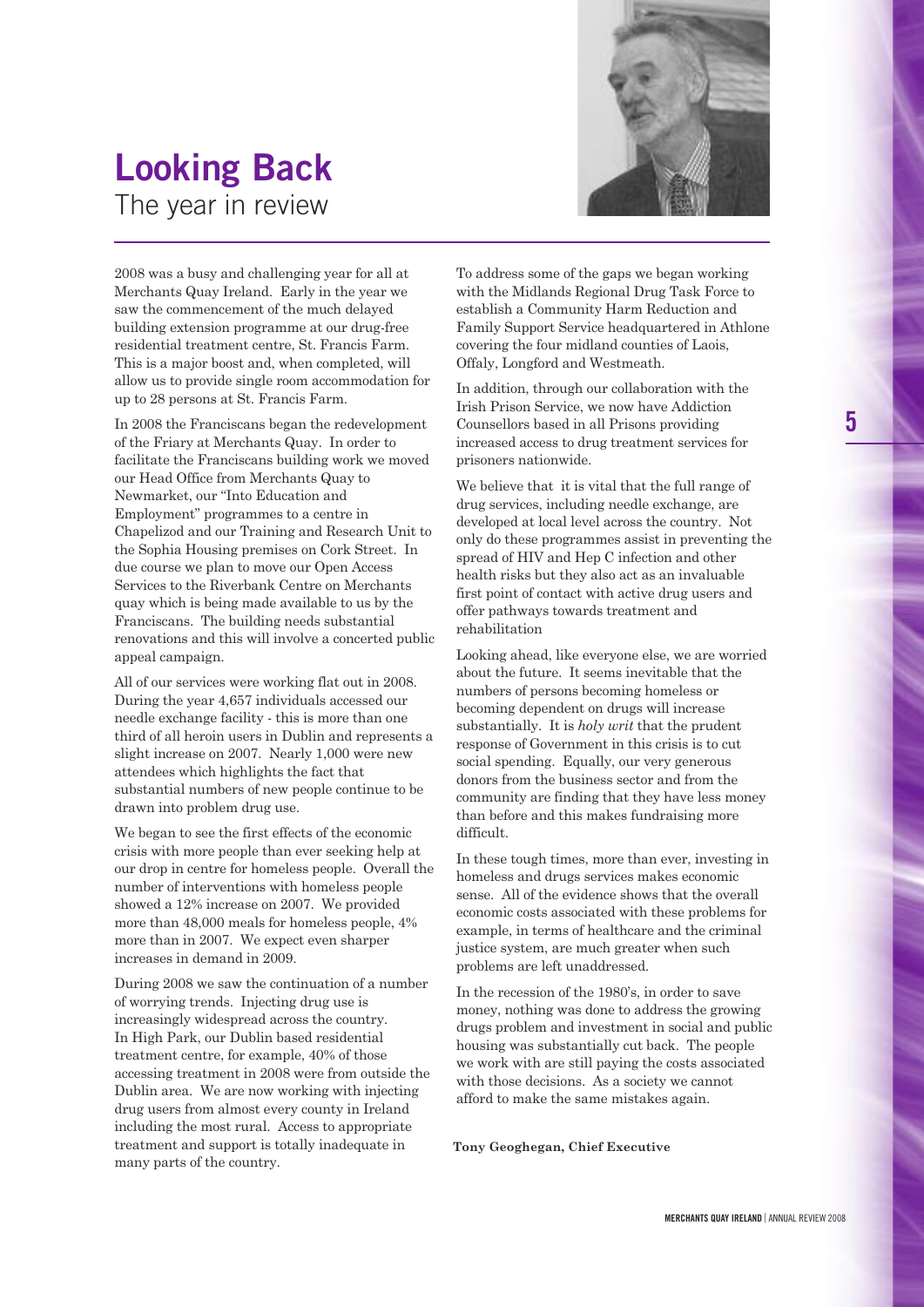# Looking Back

## The year in review

2008 was a busy and challenging year for all at Merchants Quay Ireland. Early in the year we saw the commencement of the much delayed building extension programme at our drug-free residential treatment centre, St. Francis Farm. This is a major boost and, when completed, will allow us to provide single room accommodation for up to 28 persons at St. Francis Farm.

In 2008 the Franciscans began the redevelopment of the Friary at Merchants Quay. In order to facilitate the Franciscans building work we moved our Head Office from Merchants Quay to Newmarket, our "Into Education and Employment" programmes to a centre in Chapelizod and our Training and Research Unit to the Sophia Housing premises on Cork Street. In due course we plan to move our Open Access Services to the Riverbank Centre on Merchants quay which is being made available to us by the Franciscans. The building needs substantial renovations and this will involve a concerted public appeal campaign.

All of our services were working flat out in 2008. During the year 4,657 individuals accessed our needle exchange facility - this is more than one third of all heroin users in Dublin and represents a slight increase on 2007. Nearly 1,000 were new attendees which highlights the fact that substantial numbers of new people continue to be drawn into problem drug use.

We began to see the first effects of the economic crisis with more people than ever seeking help at our drop in centre for homeless people. Overall the number of interventions with homeless people showed a 12% increase on 2007. We provided more than 48,000 meals for homeless people, 4% more than in 2007. We expect even sharper increases in demand in 2009.

During 2008 we saw the continuation of a number of worrying trends. Injecting drug use is increasingly widespread across the country. In High Park, our Dublin based residential treatment centre, for example, 40% of those accessing treatment in 2008 were from outside the Dublin area. We are now working with injecting drug users from almost every county in Ireland including the most rural. Access to appropriate treatment and support is totally inadequate in many parts of the country.

To address some of the gaps we began working with the Midlands Regional Drug Task Force to establish a Community Harm Reduction and Family Support Service headquartered in Athlone covering the four midland counties of Laois, Offaly, Longford and Westmeath.

In addition, through our collaboration with the Irish Prison Service, we now have Addiction Counsellors based in all Prisons providing increased access to drug treatment services for prisoners nationwide.

We believe that it is vital that the full range of drug services, including needle exchange, are developed at local level across the country. Not only do these programmes assist in preventing the spread of HIV and Hep C infection and other health risks but they also act as an invaluable first point of contact with active drug users and offer pathways towards treatment and rehabilitation

Looking ahead, like everyone else, we are worried about the future. It seems inevitable that the numbers of persons becoming homeless or becoming dependent on drugs will increase substantially. It is *holy writ* that the prudent response of Government in this crisis is to cut social spending. Equally, our very generous donors from the business sector and from the community are finding that they have less money than before and this makes fundraising more difficult.

In these tough times, more than ever, investing in homeless and drugs services makes economic sense. All of the evidence shows that the overall economic costs associated with these problems for example, in terms of healthcare and the criminal justice system, are much greater when such problems are left unaddressed.

In the recession of the 1980's, in order to save money, nothing was done to address the growing drugs problem and investment in social and public housing was substantially cut back. The people we work with are still paying the costs associated with those decisions. As a society we cannot afford to make the same mistakes again.

**Tony Geoghegan, Chief Executive**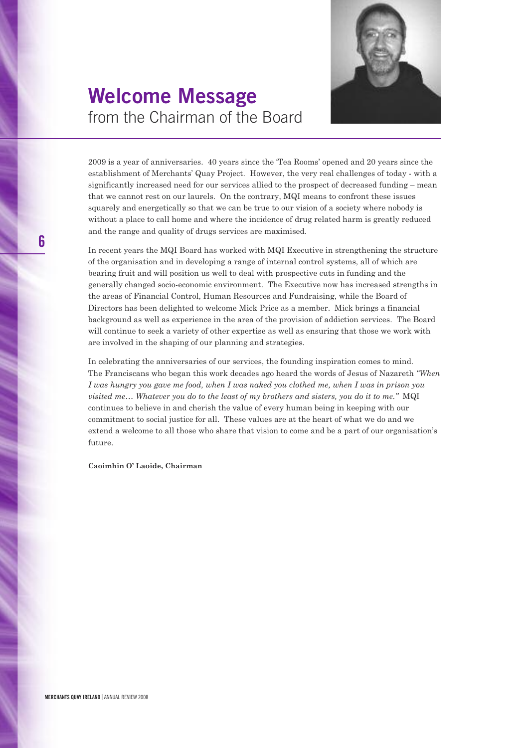# Welcome Message
from the Chairman of the Board

2009 is a year of anniversaries. 40 years since the 'Tea Rooms' opened and 20 years since the establishment of Merchants' Quay Project. However, the very real challenges of today - with a significantly increased need for our services allied to the prospect of decreased funding – mean that we cannot rest on our laurels. On the contrary, MQI means to confront these issues squarely and energetically so that we can be true to our vision of a society where nobody is without a place to call home and where the incidence of drug related harm is greatly reduced and the range and quality of drugs services are maximised.

In recent years the MQI Board has worked with MQI Executive in strengthening the structure of the organisation and in developing a range of internal control systems, all of which are bearing fruit and will position us well to deal with prospective cuts in funding and the generally changed socio-economic environment. The Executive now has increased strengths in the areas of Financial Control, Human Resources and Fundraising, while the Board of Directors has been delighted to welcome Mick Price as a member. Mick brings a financial background as well as experience in the area of the provision of addiction services. The Board will continue to seek a variety of other expertise as well as ensuring that those we work with are involved in the shaping of our planning and strategies.

In celebrating the anniversaries of our services, the founding inspiration comes to mind. The Franciscans who began this work decades ago heard the words of Jesus of Nazareth *"When I was hungry you gave me food, when I was naked you clothed me, when I was in prison you visited me… Whatever you do to the least of my brothers and sisters, you do it to me."* MQI continues to believe in and cherish the value of every human being in keeping with our commitment to social justice for all. These values are at the heart of what we do and we extend a welcome to all those who share that vision to come and be a part of our organisation's future.

**Caoimhin O' Laoide, Chairman**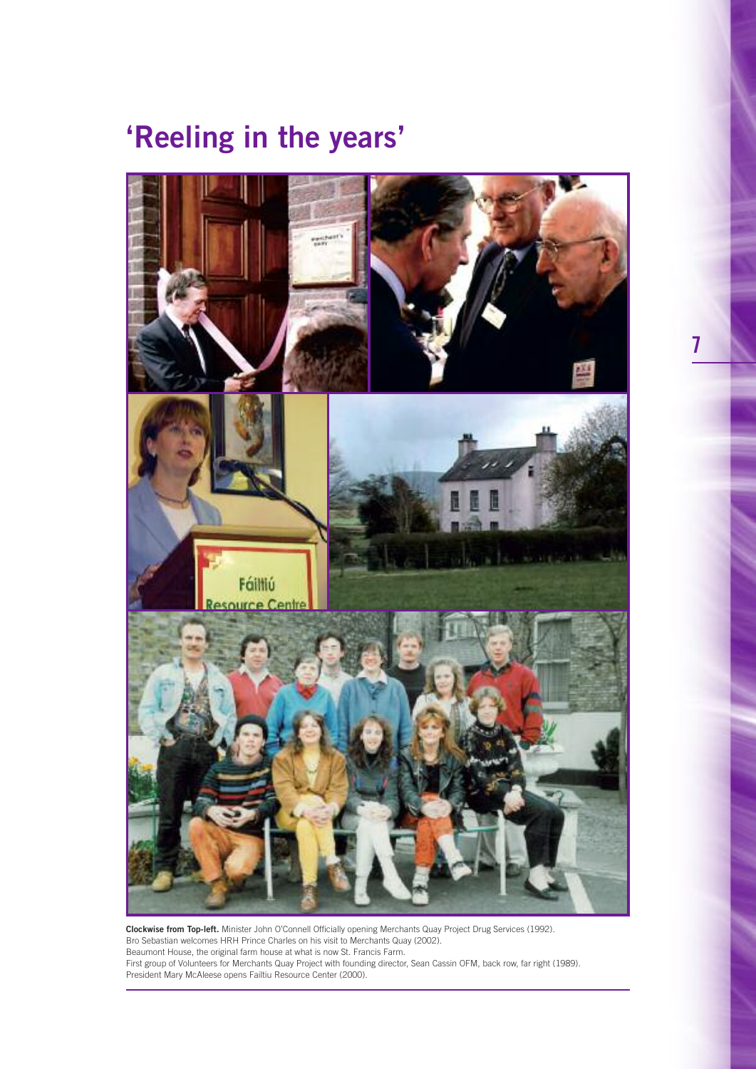# 'Reeling in the years'

**Clockwise from Top-left.** Minister John O'Connell Officially opening Merchants Quay Project Drug Services (1992).
Bro Sebastian welcomes HRH Prince Charles on his visit to Merchants Quay (2002).
Beaumont House, the original farm house at what is now St. Francis Farm.
First group of Volunteers for Merchants Quay Project with founding director, Sean Cassin OFM, back row, far right (1989).
President Mary McAleese opens Failtiu Resource Center (2000).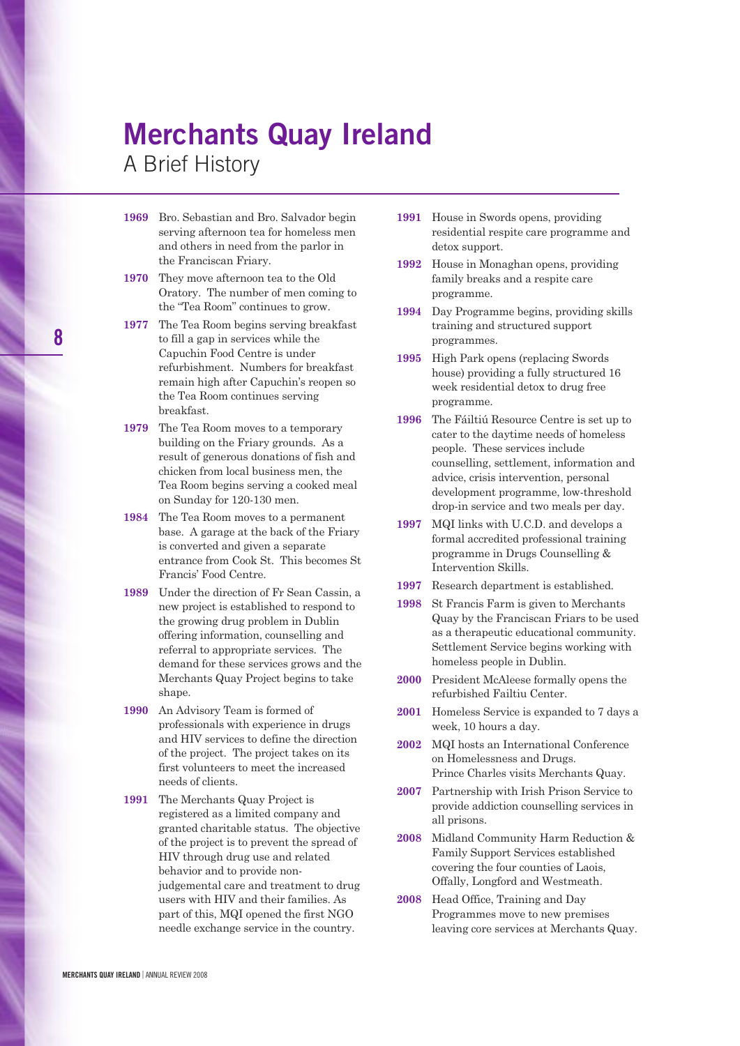# Merchants Quay Ireland

## A Brief History

**1969** Bro. Sebastian and Bro. Salvador begin serving afternoon tea for homeless men and others in need from the parlor in the Franciscan Friary.

**1970** They move afternoon tea to the Old Oratory. The number of men coming to the "Tea Room" continues to grow.

**1977** The Tea Room begins serving breakfast to fill a gap in services while the Capuchin Food Centre is under refurbishment. Numbers for breakfast remain high after Capuchin's reopen so the Tea Room continues serving breakfast.

**1979** The Tea Room moves to a temporary building on the Friary grounds. As a result of generous donations of fish and chicken from local business men, the Tea Room begins serving a cooked meal on Sunday for 120-130 men.

**1984** The Tea Room moves to a permanent base. A garage at the back of the Friary is converted and given a separate entrance from Cook St. This becomes St Francis' Food Centre.

**1989** Under the direction of Fr Sean Cassin, a new project is established to respond to the growing drug problem in Dublin offering information, counselling and referral to appropriate services. The demand for these services grows and the Merchants Quay Project begins to take shape.

**1990** An Advisory Team is formed of professionals with experience in drugs and HIV services to define the direction of the project. The project takes on its first volunteers to meet the increased needs of clients.

**1991** The Merchants Quay Project is registered as a limited company and granted charitable status. The objective of the project is to prevent the spread of HIV through drug use and related behavior and to provide non-judgemental care and treatment to drug users with HIV and their families. As part of this, MQI opened the first NGO needle exchange service in the country.

**1991** House in Swords opens, providing residential respite care programme and detox support.

**1992** House in Monaghan opens, providing family breaks and a respite care programme.

**1994** Day Programme begins, providing skills training and structured support programmes.

**1995** High Park opens (replacing Swords house) providing a fully structured 16 week residential detox to drug free programme.

**1996** The Fáiltiú Resource Centre is set up to cater to the daytime needs of homeless people. These services include counselling, settlement, information and advice, crisis intervention, personal development programme, low-threshold drop-in service and two meals per day.

**1997** MQI links with U.C.D. and develops a formal accredited professional training programme in Drugs Counselling & Intervention Skills.

**1997** Research department is established.

**1998** St Francis Farm is given to Merchants Quay by the Franciscan Friars to be used as a therapeutic educational community. Settlement Service begins working with homeless people in Dublin.

**2000** President McAleese formally opens the refurbished Failtiu Center.

**2001** Homeless Service is expanded to 7 days a week, 10 hours a day.

**2002** MQI hosts an International Conference on Homelessness and Drugs. Prince Charles visits Merchants Quay.

**2007** Partnership with Irish Prison Service to provide addiction counselling services in all prisons.

**2008** Midland Community Harm Reduction & Family Support Services established covering the four counties of Laois, Offally, Longford and Westmeath.

**2008** Head Office, Training and Day Programmes move to new premises leaving core services at Merchants Quay.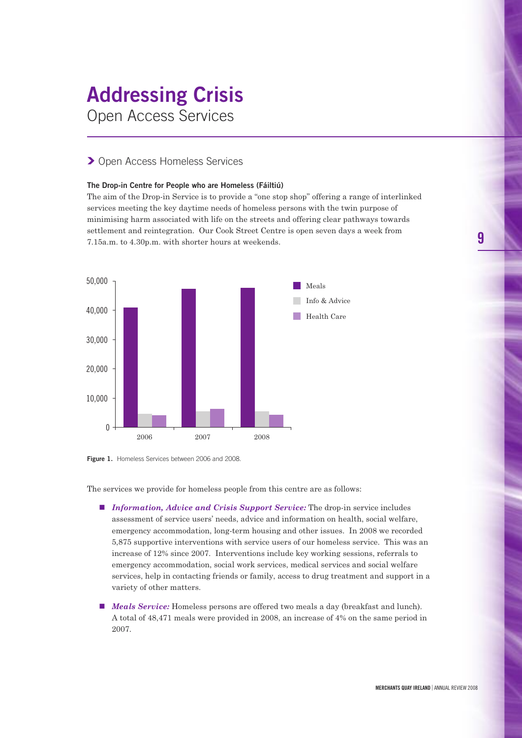# Addressing Crisis

## Open Access Services

### Open Access Homeless Services

**The Drop-in Centre for People who are Homeless (Fáiltiú)**

The aim of the Drop-in Service is to provide a "one stop shop" offering a range of interlinked services meeting the key daytime needs of homeless persons with the twin purpose of minimising harm associated with life on the streets and offering clear pathways towards settlement and reintegration. Our Cook Street Centre is open seven days a week from 7.15a.m. to 4.30p.m. with shorter hours at weekends.

**Figure 1.** Homeless Services between 2006 and 2008.

The services we provide for homeless people from this centre are as follows:

- ***Information, Advice and Crisis Support Service:*** The drop-in service includes assessment of service users' needs, advice and information on health, social welfare, emergency accommodation, long-term housing and other issues. In 2008 we recorded 5,875 supportive interventions with service users of our homeless service. This was an increase of 12% since 2007. Interventions include key working sessions, referrals to emergency accommodation, social work services, medical services and social welfare services, help in contacting friends or family, access to drug treatment and support in a variety of other matters.
- ***Meals Service:*** Homeless persons are offered two meals a day (breakfast and lunch). A total of 48,471 meals were provided in 2008, an increase of 4% on the same period in 2007.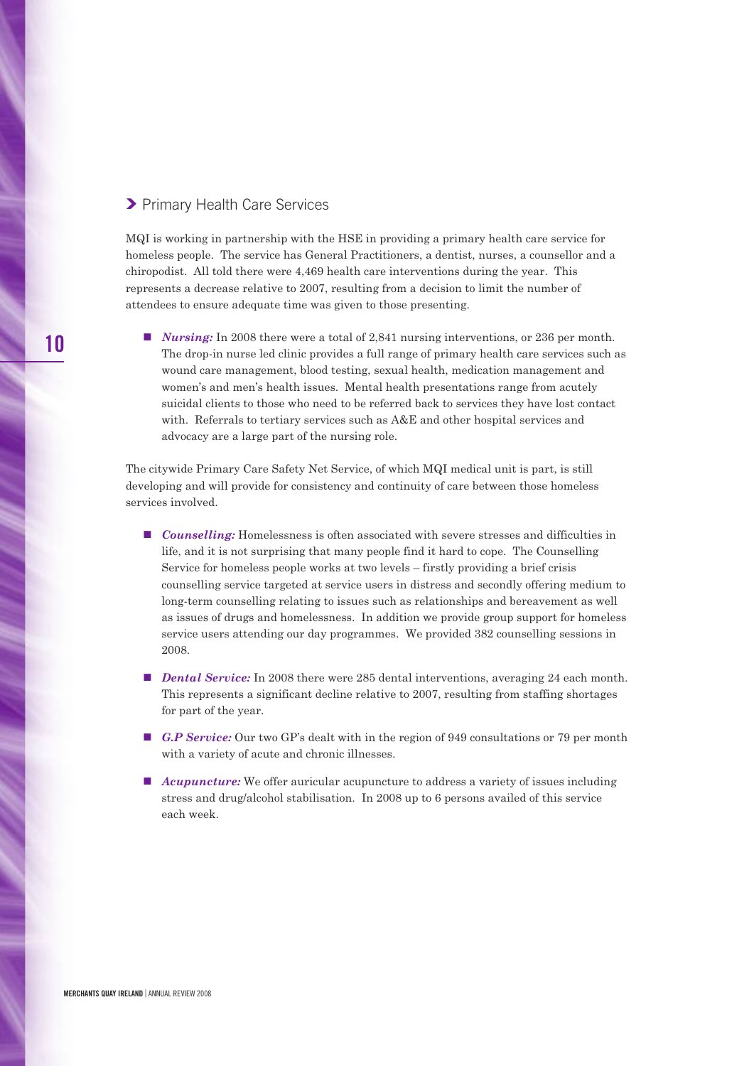## Primary Health Care Services

MQI is working in partnership with the HSE in providing a primary health care service for homeless people. The service has General Practitioners, a dentist, nurses, a counsellor and a chiropodist. All told there were 4,469 health care interventions during the year. This represents a decrease relative to 2007, resulting from a decision to limit the number of attendees to ensure adequate time was given to those presenting.

- ***Nursing:*** In 2008 there were a total of 2,841 nursing interventions, or 236 per month. The drop-in nurse led clinic provides a full range of primary health care services such as wound care management, blood testing, sexual health, medication management and women's and men's health issues. Mental health presentations range from acutely suicidal clients to those who need to be referred back to services they have lost contact with. Referrals to tertiary services such as A&E and other hospital services and advocacy are a large part of the nursing role.

The citywide Primary Care Safety Net Service, of which MQI medical unit is part, is still developing and will provide for consistency and continuity of care between those homeless services involved.

- ***Counselling:*** Homelessness is often associated with severe stresses and difficulties in life, and it is not surprising that many people find it hard to cope. The Counselling Service for homeless people works at two levels – firstly providing a brief crisis counselling service targeted at service users in distress and secondly offering medium to long-term counselling relating to issues such as relationships and bereavement as well as issues of drugs and homelessness. In addition we provide group support for homeless service users attending our day programmes. We provided 382 counselling sessions in 2008.

- ***Dental Service:*** In 2008 there were 285 dental interventions, averaging 24 each month. This represents a significant decline relative to 2007, resulting from staffing shortages for part of the year.

- ***G.P Service:*** Our two GP's dealt with in the region of 949 consultations or 79 per month with a variety of acute and chronic illnesses.

- ***Acupuncture:*** We offer auricular acupuncture to address a variety of issues including stress and drug/alcohol stabilisation. In 2008 up to 6 persons availed of this service each week.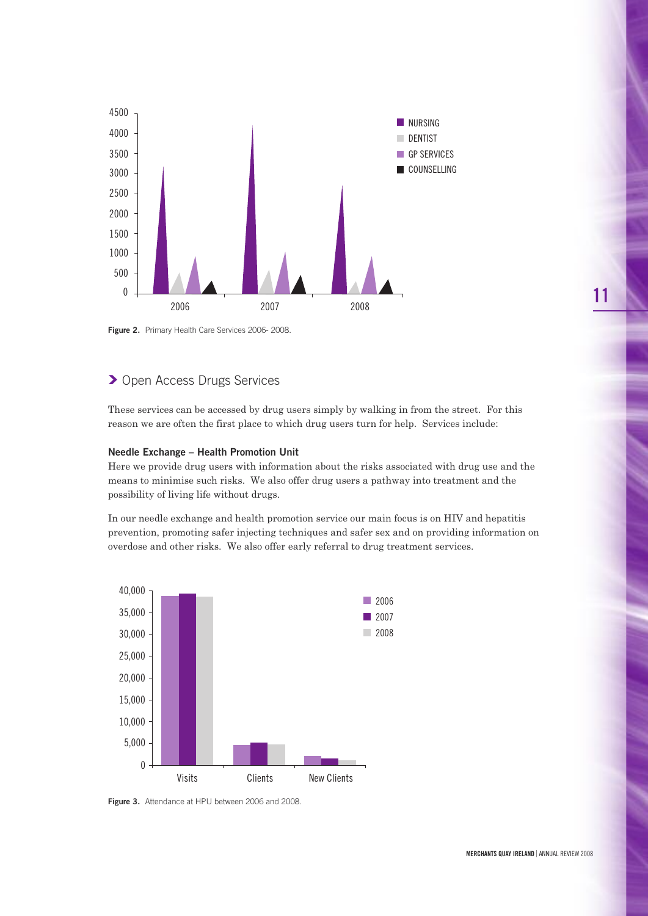Figure 2. Primary Health Care Services 2006- 2008.

## Open Access Drugs Services

These services can be accessed by drug users simply by walking in from the street. For this reason we are often the first place to which drug users turn for help. Services include:

### Needle Exchange – Health Promotion Unit

Here we provide drug users with information about the risks associated with drug use and the means to minimise such risks. We also offer drug users a pathway into treatment and the possibility of living life without drugs.

In our needle exchange and health promotion service our main focus is on HIV and hepatitis prevention, promoting safer injecting techniques and safer sex and on providing information on overdose and other risks. We also offer early referral to drug treatment services.

Figure 3. Attendance at HPU between 2006 and 2008.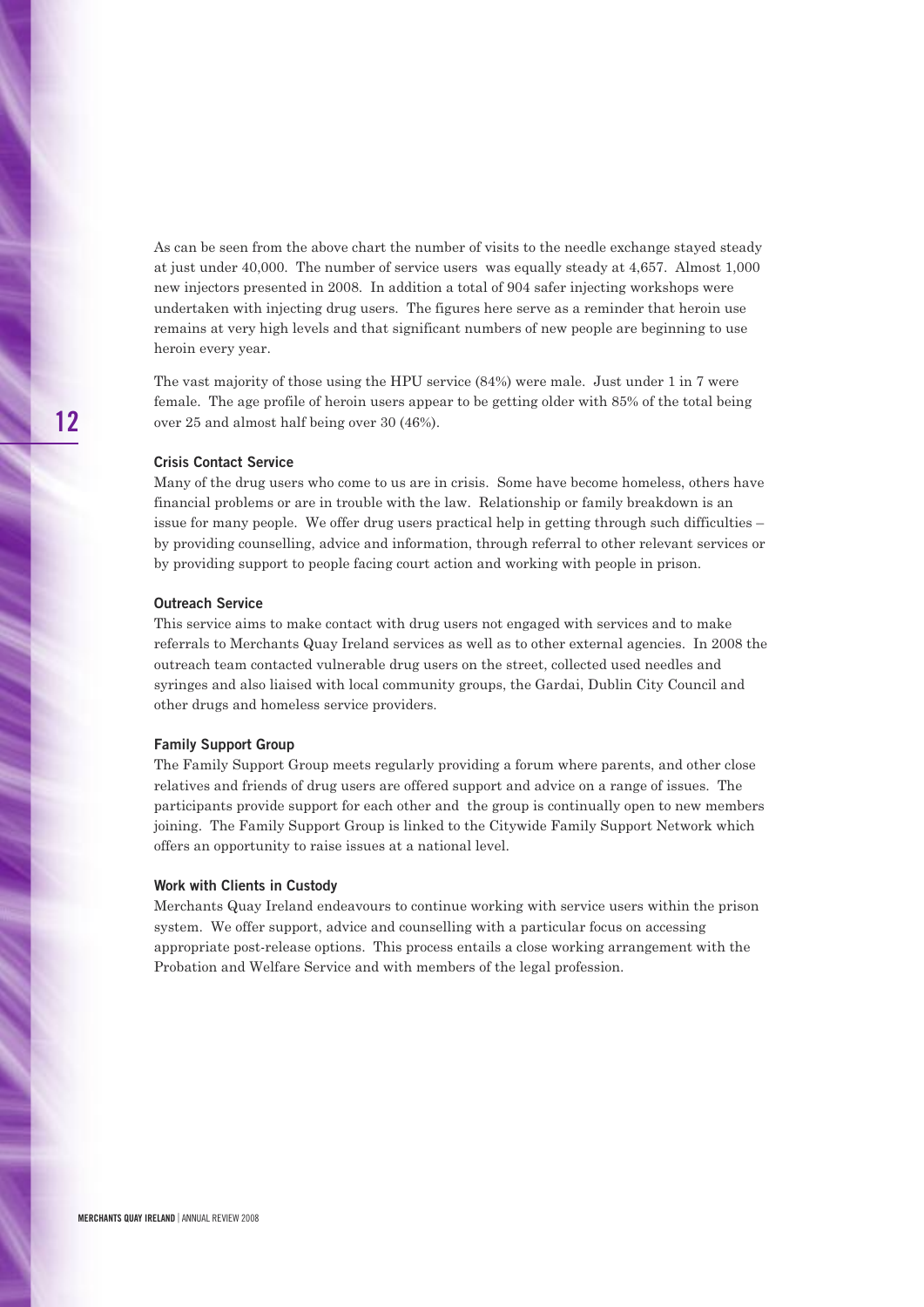As can be seen from the above chart the number of visits to the needle exchange stayed steady at just under 40,000. The number of service users was equally steady at 4,657. Almost 1,000 new injectors presented in 2008. In addition a total of 904 safer injecting workshops were undertaken with injecting drug users. The figures here serve as a reminder that heroin use remains at very high levels and that significant numbers of new people are beginning to use heroin every year.

The vast majority of those using the HPU service (84%) were male. Just under 1 in 7 were female. The age profile of heroin users appear to be getting older with 85% of the total being over 25 and almost half being over 30 (46%).

### Crisis Contact Service

Many of the drug users who come to us are in crisis. Some have become homeless, others have financial problems or are in trouble with the law. Relationship or family breakdown is an issue for many people. We offer drug users practical help in getting through such difficulties – by providing counselling, advice and information, through referral to other relevant services or by providing support to people facing court action and working with people in prison.

### Outreach Service

This service aims to make contact with drug users not engaged with services and to make referrals to Merchants Quay Ireland services as well as to other external agencies. In 2008 the outreach team contacted vulnerable drug users on the street, collected used needles and syringes and also liaised with local community groups, the Gardai, Dublin City Council and other drugs and homeless service providers.

### Family Support Group

The Family Support Group meets regularly providing a forum where parents, and other close relatives and friends of drug users are offered support and advice on a range of issues. The participants provide support for each other and the group is continually open to new members joining. The Family Support Group is linked to the Citywide Family Support Network which offers an opportunity to raise issues at a national level.

### Work with Clients in Custody

Merchants Quay Ireland endeavours to continue working with service users within the prison system. We offer support, advice and counselling with a particular focus on accessing appropriate post-release options. This process entails a close working arrangement with the Probation and Welfare Service and with members of the legal profession.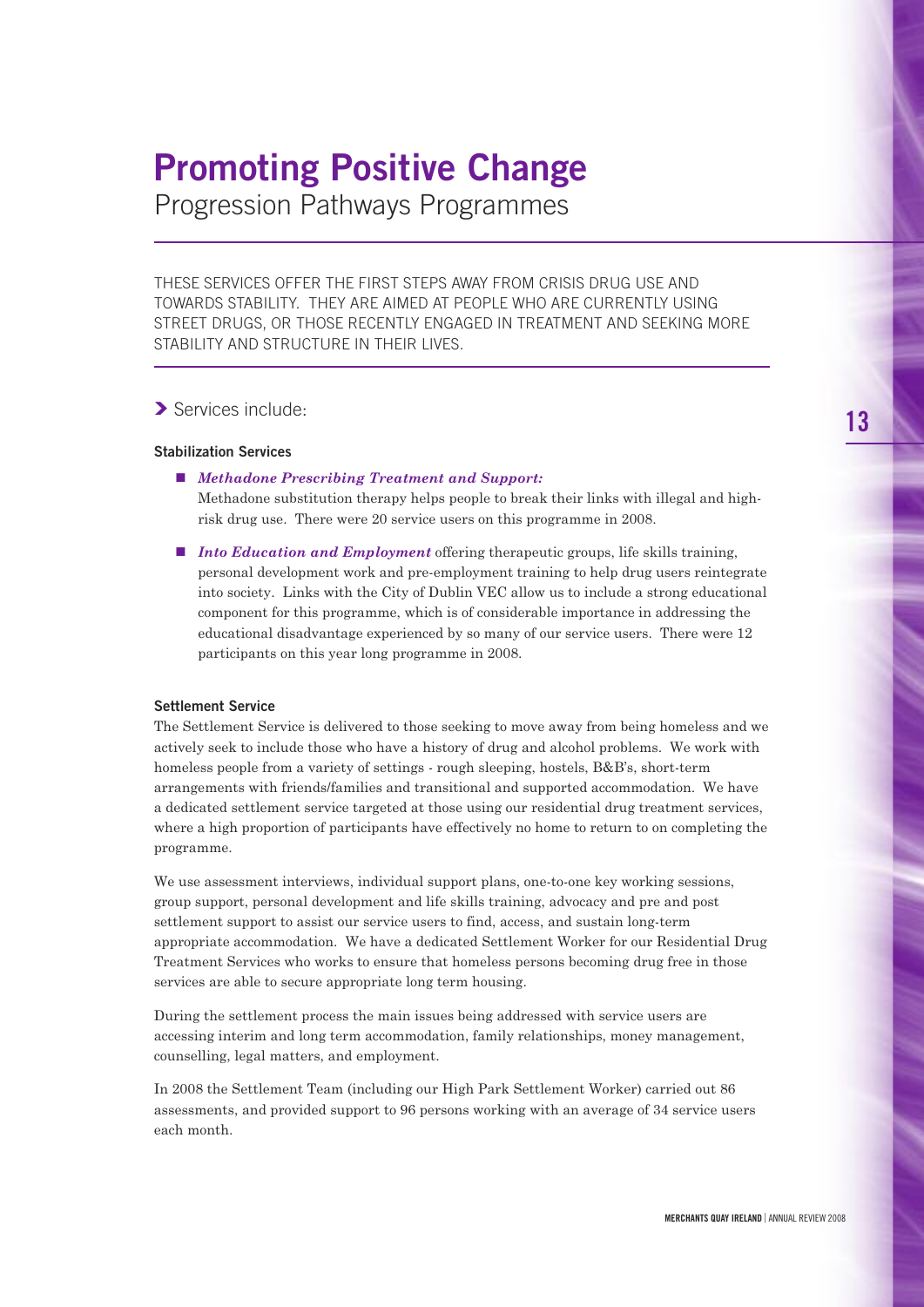# Promoting Positive Change

## Progression Pathways Programmes

THESE SERVICES OFFER THE FIRST STEPS AWAY FROM CRISIS DRUG USE AND TOWARDS STABILITY. THEY ARE AIMED AT PEOPLE WHO ARE CURRENTLY USING STREET DRUGS, OR THOSE RECENTLY ENGAGED IN TREATMENT AND SEEKING MORE STABILITY AND STRUCTURE IN THEIR LIVES.

### Services include:

#### Stabilization Services

- ***Methadone Prescribing Treatment and Support:***
  Methadone substitution therapy helps people to break their links with illegal and high-risk drug use. There were 20 service users on this programme in 2008.
- ***Into Education and Employment*** offering therapeutic groups, life skills training, personal development work and pre-employment training to help drug users reintegrate into society. Links with the City of Dublin VEC allow us to include a strong educational component for this programme, which is of considerable importance in addressing the educational disadvantage experienced by so many of our service users. There were 12 participants on this year long programme in 2008.

#### Settlement Service

The Settlement Service is delivered to those seeking to move away from being homeless and we actively seek to include those who have a history of drug and alcohol problems. We work with homeless people from a variety of settings - rough sleeping, hostels, B&B's, short-term arrangements with friends/families and transitional and supported accommodation. We have a dedicated settlement service targeted at those using our residential drug treatment services, where a high proportion of participants have effectively no home to return to on completing the programme.

We use assessment interviews, individual support plans, one-to-one key working sessions, group support, personal development and life skills training, advocacy and pre and post settlement support to assist our service users to find, access, and sustain long-term appropriate accommodation. We have a dedicated Settlement Worker for our Residential Drug Treatment Services who works to ensure that homeless persons becoming drug free in those services are able to secure appropriate long term housing.

During the settlement process the main issues being addressed with service users are accessing interim and long term accommodation, family relationships, money management, counselling, legal matters, and employment.

In 2008 the Settlement Team (including our High Park Settlement Worker) carried out 86 assessments, and provided support to 96 persons working with an average of 34 service users each month.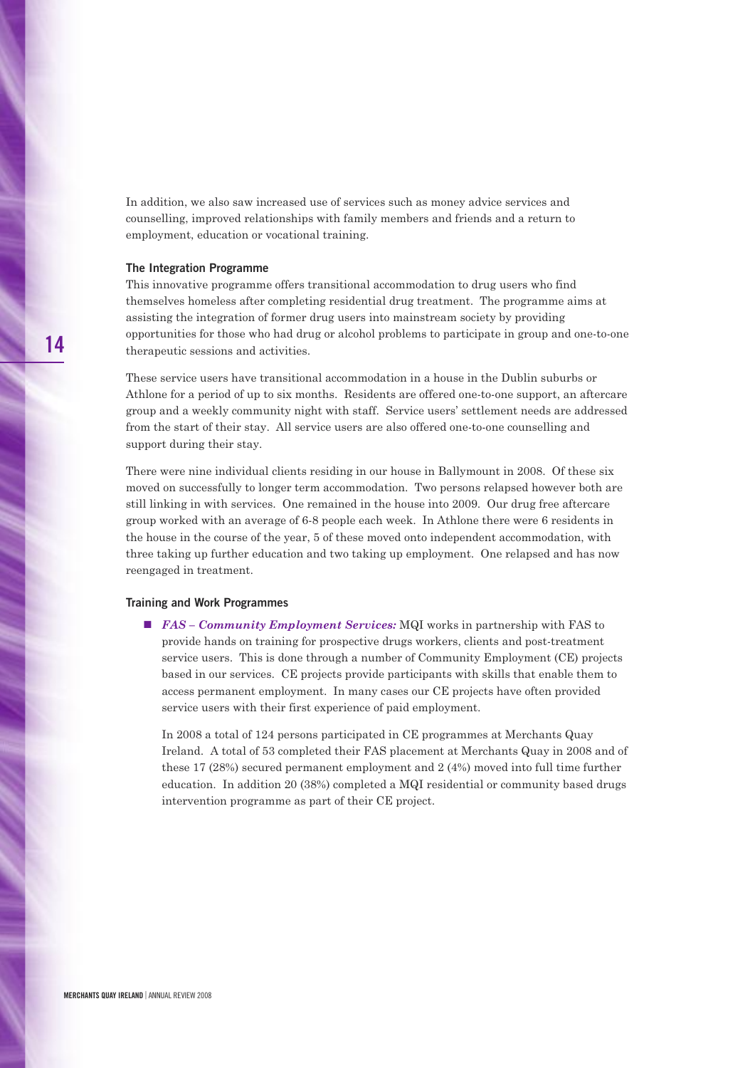In addition, we also saw increased use of services such as money advice services and counselling, improved relationships with family members and friends and a return to employment, education or vocational training.

### The Integration Programme

This innovative programme offers transitional accommodation to drug users who find themselves homeless after completing residential drug treatment. The programme aims at assisting the integration of former drug users into mainstream society by providing opportunities for those who had drug or alcohol problems to participate in group and one-to-one therapeutic sessions and activities.

These service users have transitional accommodation in a house in the Dublin suburbs or Athlone for a period of up to six months. Residents are offered one-to-one support, an aftercare group and a weekly community night with staff. Service users' settlement needs are addressed from the start of their stay. All service users are also offered one-to-one counselling and support during their stay.

There were nine individual clients residing in our house in Ballymount in 2008. Of these six moved on successfully to longer term accommodation. Two persons relapsed however both are still linking in with services. One remained in the house into 2009. Our drug free aftercare group worked with an average of 6-8 people each week. In Athlone there were 6 residents in the house in the course of the year, 5 of these moved onto independent accommodation, with three taking up further education and two taking up employment. One relapsed and has now reengaged in treatment.

### Training and Work Programmes

- ***FAS – Community Employment Services:*** MQI works in partnership with FAS to provide hands on training for prospective drugs workers, clients and post-treatment service users. This is done through a number of Community Employment (CE) projects based in our services. CE projects provide participants with skills that enable them to access permanent employment. In many cases our CE projects have often provided service users with their first experience of paid employment.

  In 2008 a total of 124 persons participated in CE programmes at Merchants Quay Ireland. A total of 53 completed their FAS placement at Merchants Quay in 2008 and of these 17 (28%) secured permanent employment and 2 (4%) moved into full time further education. In addition 20 (38%) completed a MQI residential or community based drugs intervention programme as part of their CE project.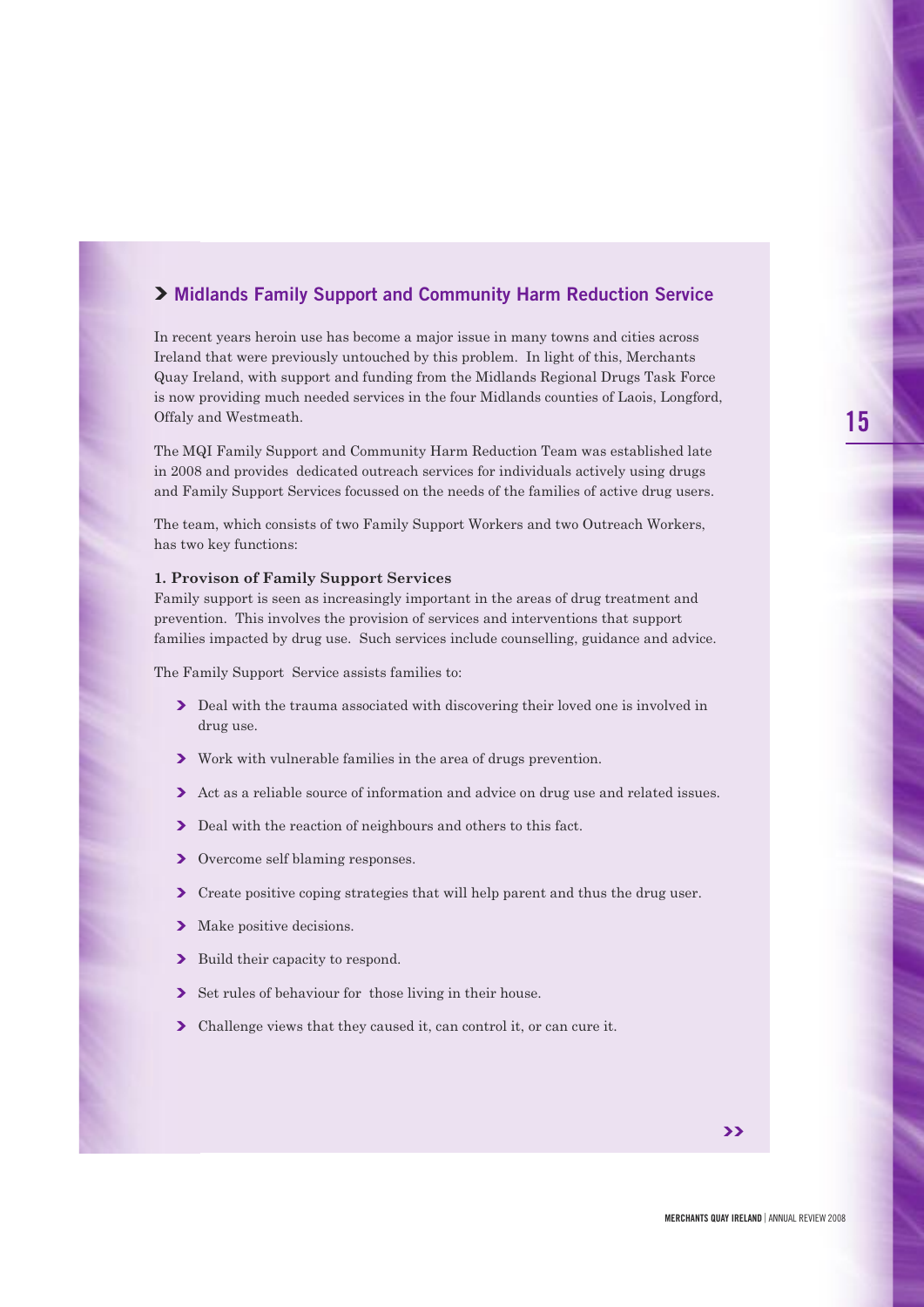## Midlands Family Support and Community Harm Reduction Service

In recent years heroin use has become a major issue in many towns and cities across Ireland that were previously untouched by this problem. In light of this, Merchants Quay Ireland, with support and funding from the Midlands Regional Drugs Task Force is now providing much needed services in the four Midlands counties of Laois, Longford, Offaly and Westmeath.

The MQI Family Support and Community Harm Reduction Team was established late in 2008 and provides dedicated outreach services for individuals actively using drugs and Family Support Services focussed on the needs of the families of active drug users.

The team, which consists of two Family Support Workers and two Outreach Workers, has two key functions:

**1. Provison of Family Support Services**

Family support is seen as increasingly important in the areas of drug treatment and prevention. This involves the provision of services and interventions that support families impacted by drug use. Such services include counselling, guidance and advice.

The Family Support Service assists families to:

- Deal with the trauma associated with discovering their loved one is involved in drug use.
- Work with vulnerable families in the area of drugs prevention.
- Act as a reliable source of information and advice on drug use and related issues.
- Deal with the reaction of neighbours and others to this fact.
- Overcome self blaming responses.
- Create positive coping strategies that will help parent and thus the drug user.
- Make positive decisions.
- Build their capacity to respond.
- Set rules of behaviour for those living in their house.
- Challenge views that they caused it, can control it, or can cure it.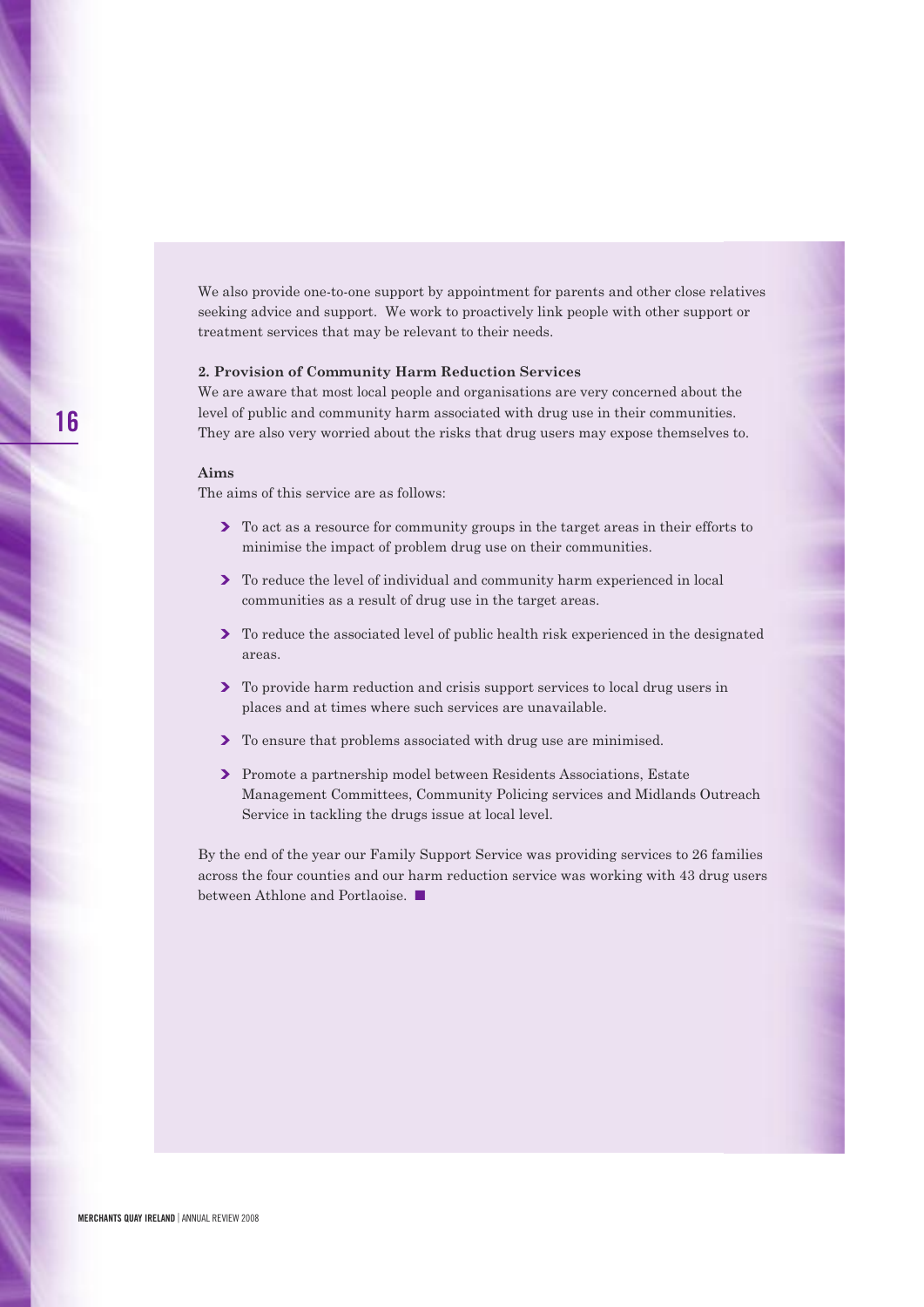We also provide one-to-one support by appointment for parents and other close relatives seeking advice and support. We work to proactively link people with other support or treatment services that may be relevant to their needs.

**2. Provision of Community Harm Reduction Services**

We are aware that most local people and organisations are very concerned about the level of public and community harm associated with drug use in their communities. They are also very worried about the risks that drug users may expose themselves to.

**Aims**

The aims of this service are as follows:

- To act as a resource for community groups in the target areas in their efforts to minimise the impact of problem drug use on their communities.
- To reduce the level of individual and community harm experienced in local communities as a result of drug use in the target areas.
- To reduce the associated level of public health risk experienced in the designated areas.
- To provide harm reduction and crisis support services to local drug users in places and at times where such services are unavailable.
- To ensure that problems associated with drug use are minimised.
- Promote a partnership model between Residents Associations, Estate Management Committees, Community Policing services and Midlands Outreach Service in tackling the drugs issue at local level.

By the end of the year our Family Support Service was providing services to 26 families across the four counties and our harm reduction service was working with 43 drug users between Athlone and Portlaoise. ■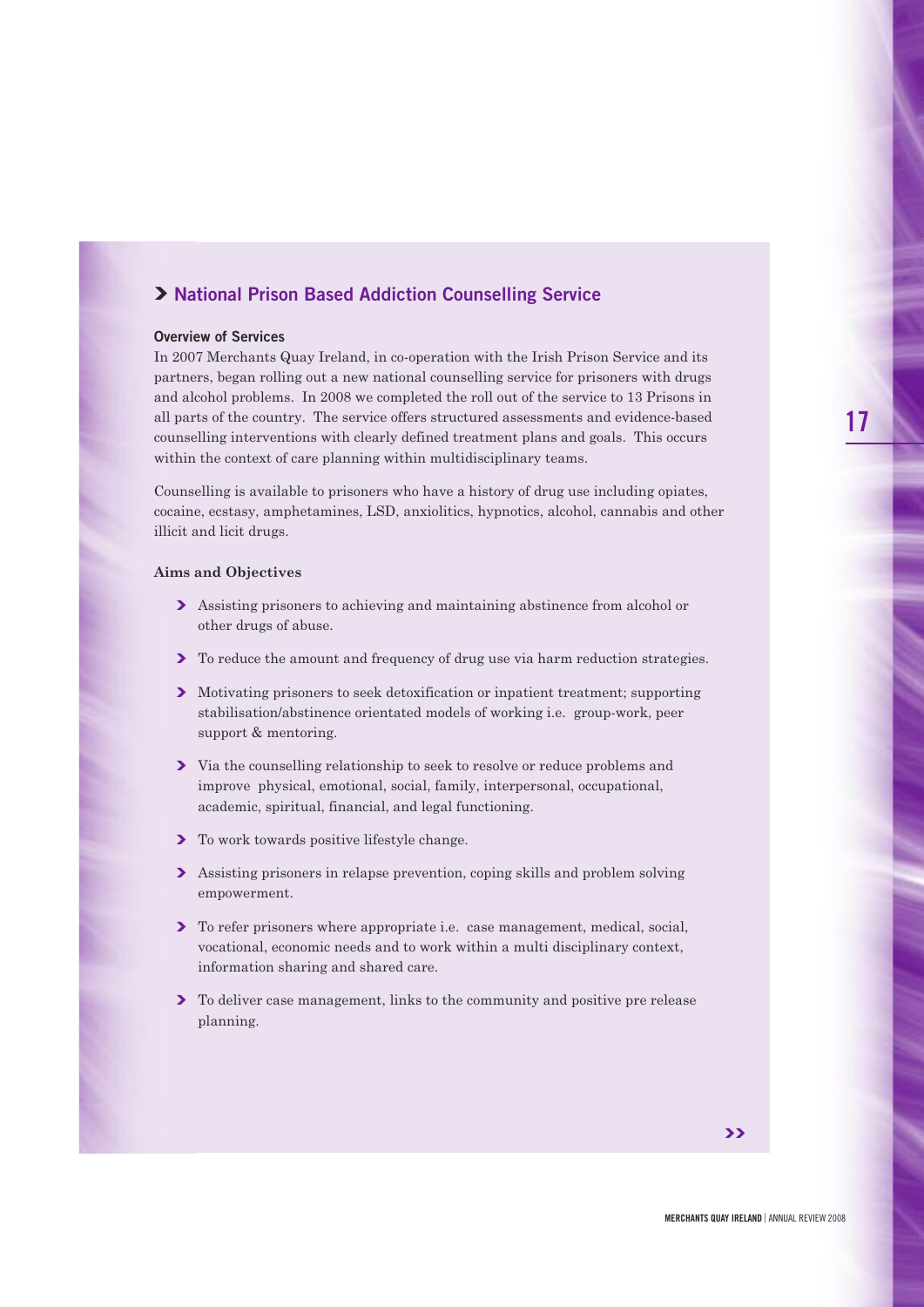## National Prison Based Addiction Counselling Service

### Overview of Services

In 2007 Merchants Quay Ireland, in co-operation with the Irish Prison Service and its partners, began rolling out a new national counselling service for prisoners with drugs and alcohol problems. In 2008 we completed the roll out of the service to 13 Prisons in all parts of the country. The service offers structured assessments and evidence-based counselling interventions with clearly defined treatment plans and goals. This occurs within the context of care planning within multidisciplinary teams.

Counselling is available to prisoners who have a history of drug use including opiates, cocaine, ecstasy, amphetamines, LSD, anxiolitics, hypnotics, alcohol, cannabis and other illicit and licit drugs.

### Aims and Objectives

- Assisting prisoners to achieving and maintaining abstinence from alcohol or other drugs of abuse.
- To reduce the amount and frequency of drug use via harm reduction strategies.
- Motivating prisoners to seek detoxification or inpatient treatment; supporting stabilisation/abstinence orientated models of working i.e. group-work, peer support & mentoring.
- Via the counselling relationship to seek to resolve or reduce problems and improve physical, emotional, social, family, interpersonal, occupational, academic, spiritual, financial, and legal functioning.
- To work towards positive lifestyle change.
- Assisting prisoners in relapse prevention, coping skills and problem solving empowerment.
- To refer prisoners where appropriate i.e. case management, medical, social, vocational, economic needs and to work within a multi disciplinary context, information sharing and shared care.
- To deliver case management, links to the community and positive pre release planning.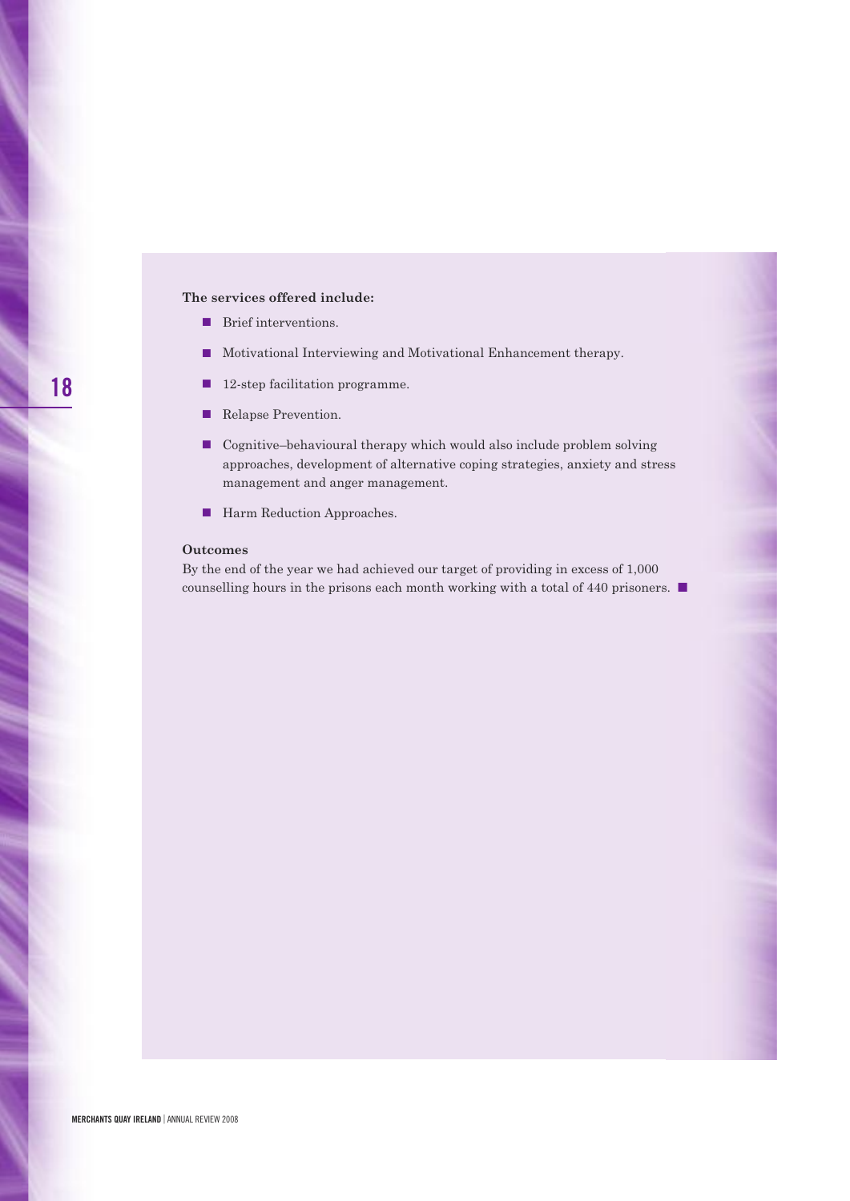**The services offered include:**

- Brief interventions.
- Motivational Interviewing and Motivational Enhancement therapy.
- 12-step facilitation programme.
- Relapse Prevention.
- Cognitive–behavioural therapy which would also include problem solving approaches, development of alternative coping strategies, anxiety and stress management and anger management.
- Harm Reduction Approaches.

**Outcomes**

By the end of the year we had achieved our target of providing in excess of 1,000 counselling hours in the prisons each month working with a total of 440 prisoners. ■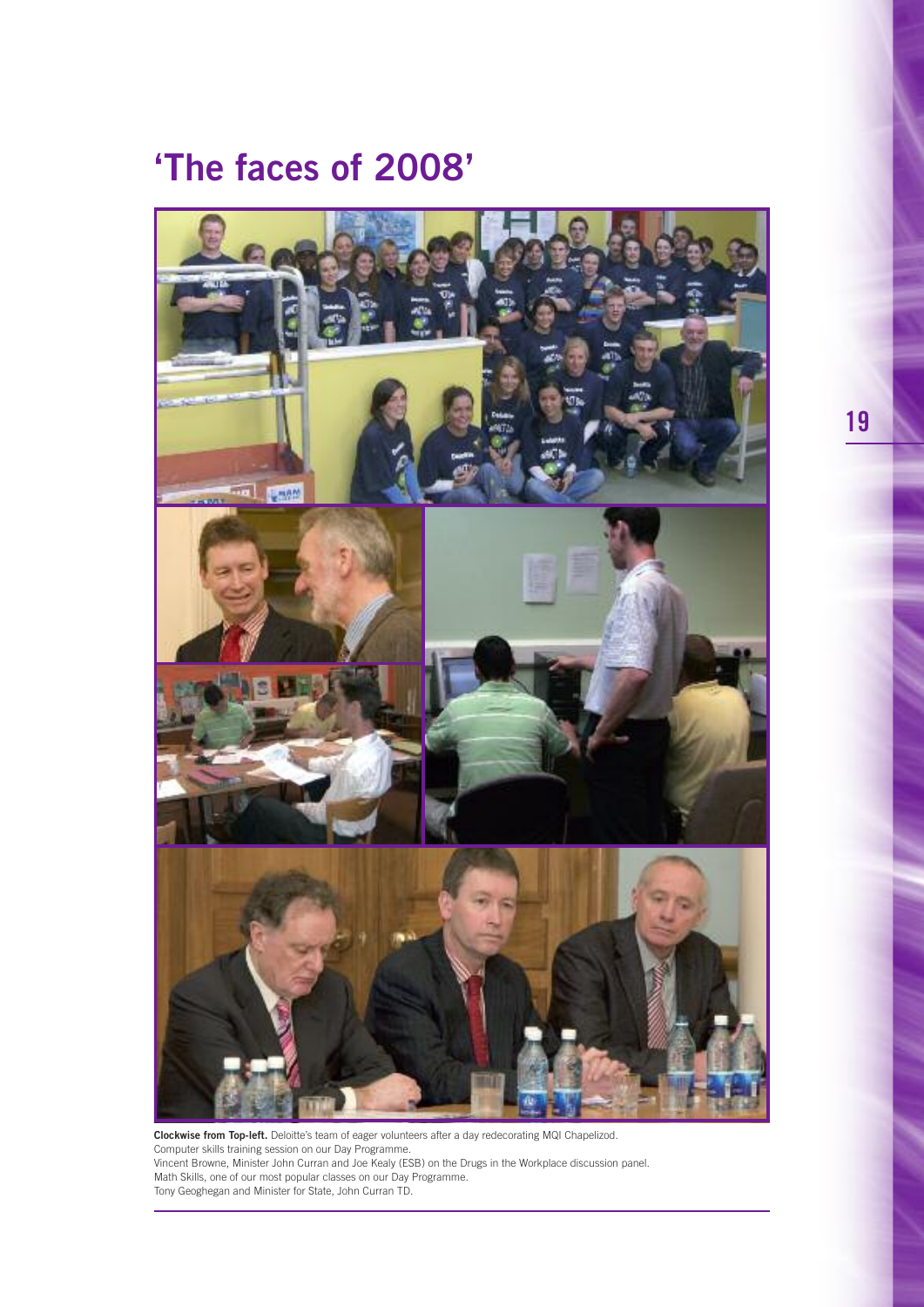# 'The faces of 2008'

**Clockwise from Top-left.** Deloitte's team of eager volunteers after a day redecorating MQI Chapelizod.
Computer skills training session on our Day Programme.
Vincent Browne, Minister John Curran and Joe Kealy (ESB) on the Drugs in the Workplace discussion panel.
Math Skills, one of our most popular classes on our Day Programme.
Tony Geoghegan and Minister for State, John Curran TD.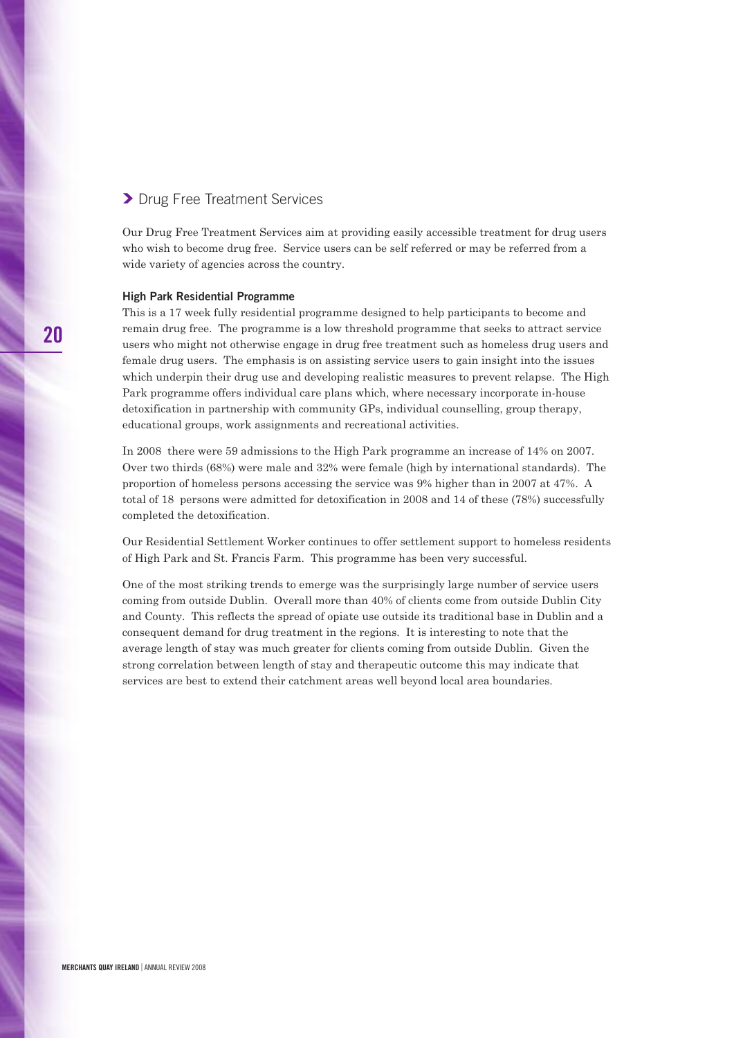## Drug Free Treatment Services

Our Drug Free Treatment Services aim at providing easily accessible treatment for drug users who wish to become drug free. Service users can be self referred or may be referred from a wide variety of agencies across the country.

### High Park Residential Programme

This is a 17 week fully residential programme designed to help participants to become and remain drug free. The programme is a low threshold programme that seeks to attract service users who might not otherwise engage in drug free treatment such as homeless drug users and female drug users. The emphasis is on assisting service users to gain insight into the issues which underpin their drug use and developing realistic measures to prevent relapse. The High Park programme offers individual care plans which, where necessary incorporate in-house detoxification in partnership with community GPs, individual counselling, group therapy, educational groups, work assignments and recreational activities.

In 2008 there were 59 admissions to the High Park programme an increase of 14% on 2007. Over two thirds (68%) were male and 32% were female (high by international standards). The proportion of homeless persons accessing the service was 9% higher than in 2007 at 47%. A total of 18 persons were admitted for detoxification in 2008 and 14 of these (78%) successfully completed the detoxification.

Our Residential Settlement Worker continues to offer settlement support to homeless residents of High Park and St. Francis Farm. This programme has been very successful.

One of the most striking trends to emerge was the surprisingly large number of service users coming from outside Dublin. Overall more than 40% of clients come from outside Dublin City and County. This reflects the spread of opiate use outside its traditional base in Dublin and a consequent demand for drug treatment in the regions. It is interesting to note that the average length of stay was much greater for clients coming from outside Dublin. Given the strong correlation between length of stay and therapeutic outcome this may indicate that services are best to extend their catchment areas well beyond local area boundaries.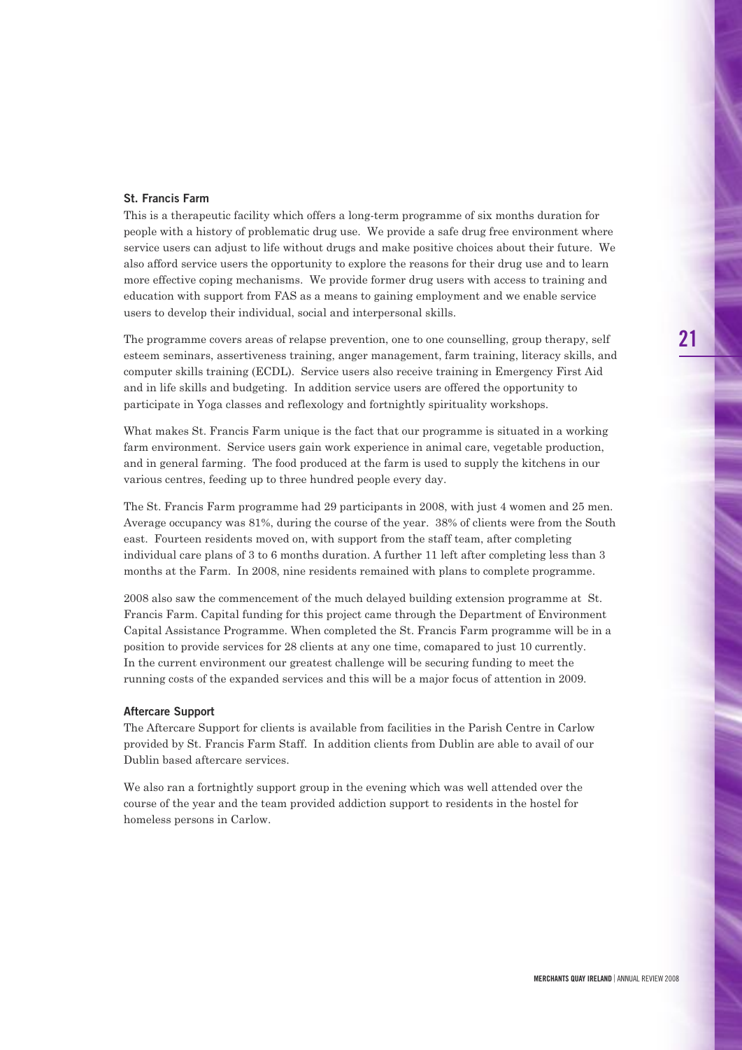## St. Francis Farm

This is a therapeutic facility which offers a long-term programme of six months duration for people with a history of problematic drug use. We provide a safe drug free environment where service users can adjust to life without drugs and make positive choices about their future. We also afford service users the opportunity to explore the reasons for their drug use and to learn more effective coping mechanisms. We provide former drug users with access to training and education with support from FAS as a means to gaining employment and we enable service users to develop their individual, social and interpersonal skills.

The programme covers areas of relapse prevention, one to one counselling, group therapy, self esteem seminars, assertiveness training, anger management, farm training, literacy skills, and computer skills training (ECDL). Service users also receive training in Emergency First Aid and in life skills and budgeting. In addition service users are offered the opportunity to participate in Yoga classes and reflexology and fortnightly spirituality workshops.

What makes St. Francis Farm unique is the fact that our programme is situated in a working farm environment. Service users gain work experience in animal care, vegetable production, and in general farming. The food produced at the farm is used to supply the kitchens in our various centres, feeding up to three hundred people every day.

The St. Francis Farm programme had 29 participants in 2008, with just 4 women and 25 men. Average occupancy was 81%, during the course of the year. 38% of clients were from the South east. Fourteen residents moved on, with support from the staff team, after completing individual care plans of 3 to 6 months duration. A further 11 left after completing less than 3 months at the Farm. In 2008, nine residents remained with plans to complete programme.

2008 also saw the commencement of the much delayed building extension programme at St. Francis Farm. Capital funding for this project came through the Department of Environment Capital Assistance Programme. When completed the St. Francis Farm programme will be in a position to provide services for 28 clients at any one time, comapared to just 10 currently. In the current environment our greatest challenge will be securing funding to meet the running costs of the expanded services and this will be a major focus of attention in 2009.

## Aftercare Support

The Aftercare Support for clients is available from facilities in the Parish Centre in Carlow provided by St. Francis Farm Staff. In addition clients from Dublin are able to avail of our Dublin based aftercare services.

We also ran a fortnightly support group in the evening which was well attended over the course of the year and the team provided addiction support to residents in the hostel for homeless persons in Carlow.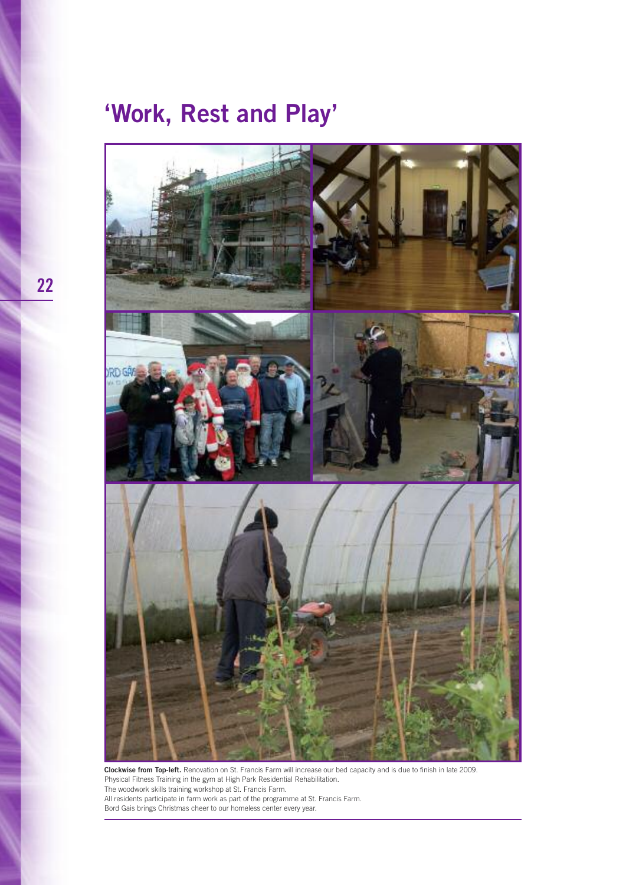# 'Work, Rest and Play'

**Clockwise from Top-left.** Renovation on St. Francis Farm will increase our bed capacity and is due to finish in late 2009.
Physical Fitness Training in the gym at High Park Residential Rehabilitation.
The woodwork skills training workshop at St. Francis Farm.
All residents participate in farm work as part of the programme at St. Francis Farm.
Bord Gais brings Christmas cheer to our homeless center every year.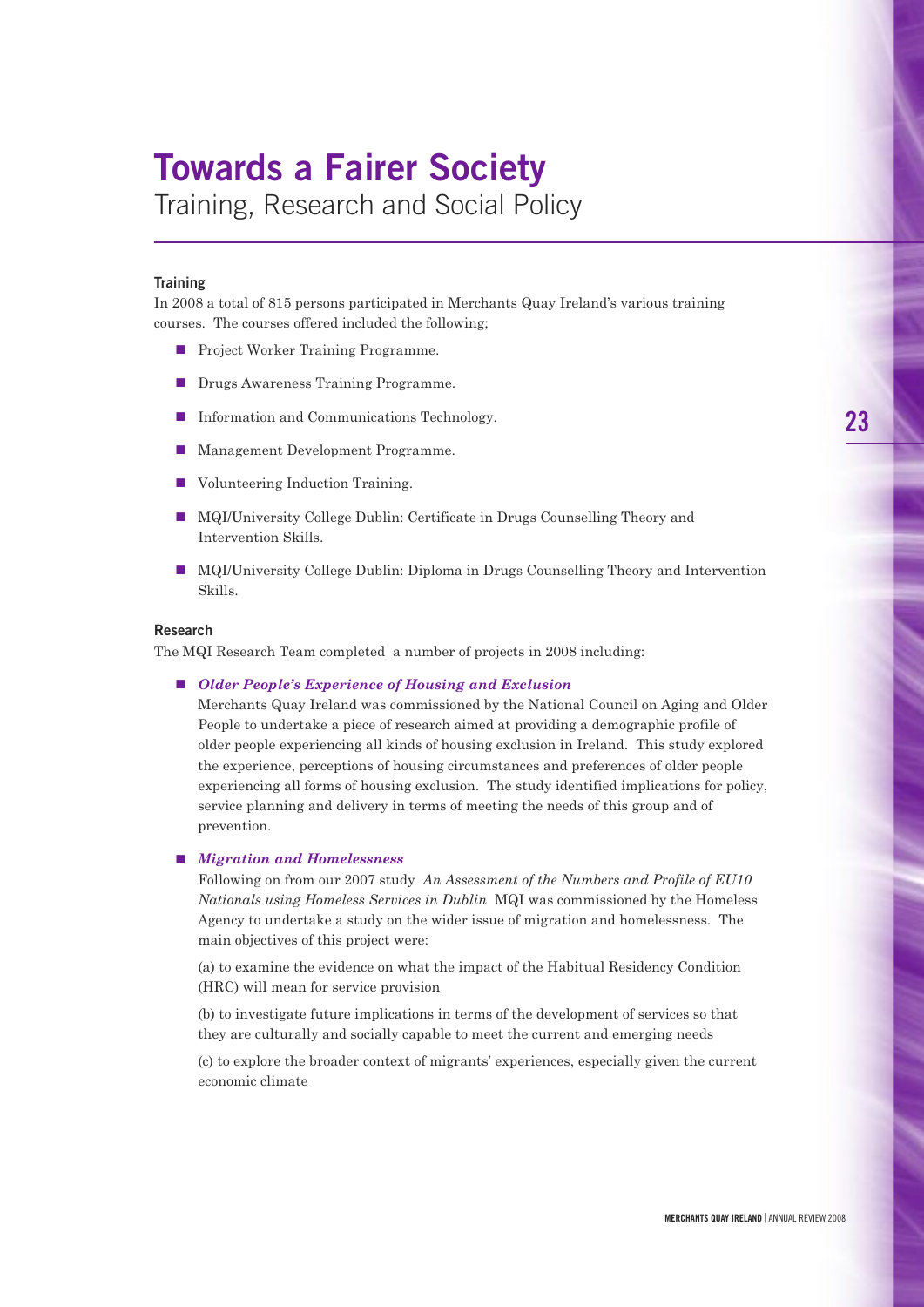# Towards a Fairer Society

## Training, Research and Social Policy

### Training

In 2008 a total of 815 persons participated in Merchants Quay Ireland's various training courses. The courses offered included the following;

- Project Worker Training Programme.
- Drugs Awareness Training Programme.
- Information and Communications Technology.
- Management Development Programme.
- Volunteering Induction Training.
- MQI/University College Dublin: Certificate in Drugs Counselling Theory and Intervention Skills.
- MQI/University College Dublin: Diploma in Drugs Counselling Theory and Intervention Skills.

### Research

The MQI Research Team completed a number of projects in 2008 including:

- ***Older People's Experience of Housing and Exclusion***

  Merchants Quay Ireland was commissioned by the National Council on Aging and Older People to undertake a piece of research aimed at providing a demographic profile of older people experiencing all kinds of housing exclusion in Ireland. This study explored the experience, perceptions of housing circumstances and preferences of older people experiencing all forms of housing exclusion. The study identified implications for policy, service planning and delivery in terms of meeting the needs of this group and of prevention.

- ***Migration and Homelessness***

  Following on from our 2007 study *An Assessment of the Numbers and Profile of EU10 Nationals using Homeless Services in Dublin* MQI was commissioned by the Homeless Agency to undertake a study on the wider issue of migration and homelessness. The main objectives of this project were:

  (a) to examine the evidence on what the impact of the Habitual Residency Condition (HRC) will mean for service provision

  (b) to investigate future implications in terms of the development of services so that they are culturally and socially capable to meet the current and emerging needs

  (c) to explore the broader context of migrants' experiences, especially given the current economic climate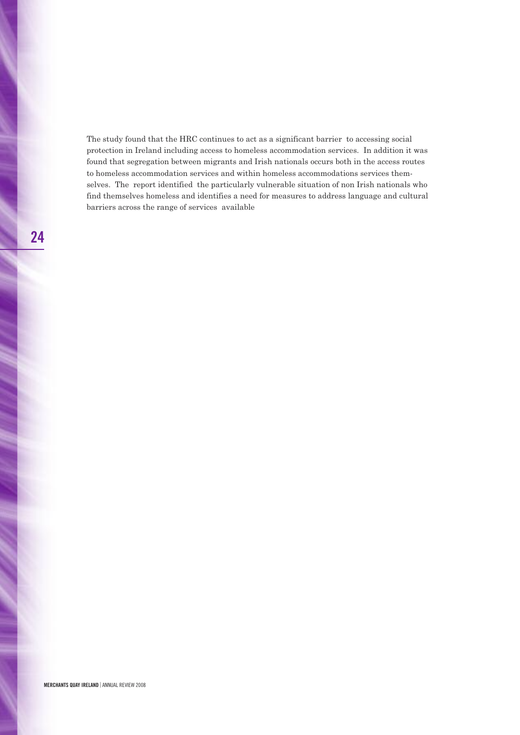The study found that the HRC continues to act as a significant barrier to accessing social protection in Ireland including access to homeless accommodation services. In addition it was found that segregation between migrants and Irish nationals occurs both in the access routes to homeless accommodation services and within homeless accommodations services themselves. The report identified the particularly vulnerable situation of non Irish nationals who find themselves homeless and identifies a need for measures to address language and cultural barriers across the range of services available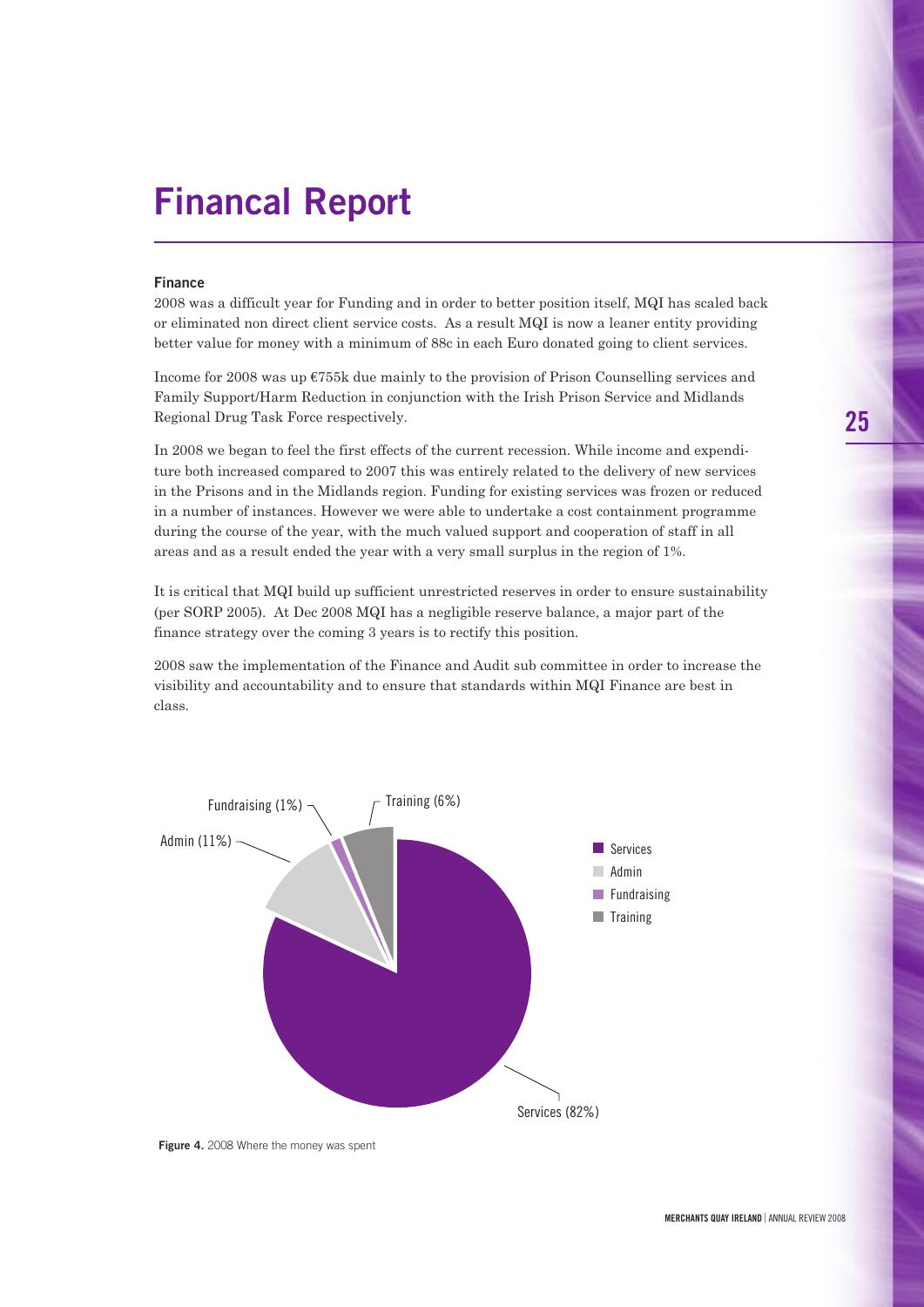# Financal Report

### Finance

2008 was a difficult year for Funding and in order to better position itself, MQI has scaled back or eliminated non direct client service costs. As a result MQI is now a leaner entity providing better value for money with a minimum of 88c in each Euro donated going to client services.

Income for 2008 was up €755k due mainly to the provision of Prison Counselling services and Family Support/Harm Reduction in conjunction with the Irish Prison Service and Midlands Regional Drug Task Force respectively.

In 2008 we began to feel the first effects of the current recession. While income and expenditure both increased compared to 2007 this was entirely related to the delivery of new services in the Prisons and in the Midlands region. Funding for existing services was frozen or reduced in a number of instances. However we were able to undertake a cost containment programme during the course of the year, with the much valued support and cooperation of staff in all areas and as a result ended the year with a very small surplus in the region of 1%.

It is critical that MQI build up sufficient unrestricted reserves in order to ensure sustainability (per SORP 2005). At Dec 2008 MQI has a negligible reserve balance, a major part of the finance strategy over the coming 3 years is to rectify this position.

2008 saw the implementation of the Finance and Audit sub committee in order to increase the visibility and accountability and to ensure that standards within MQI Finance are best in class.

| Category | Share |
|---|---|
| Services | 82% |
| Admin | 11% |
| Fundraising | 1% |
| Training | 6% |

**Figure 4.** 2008 Where the money was spent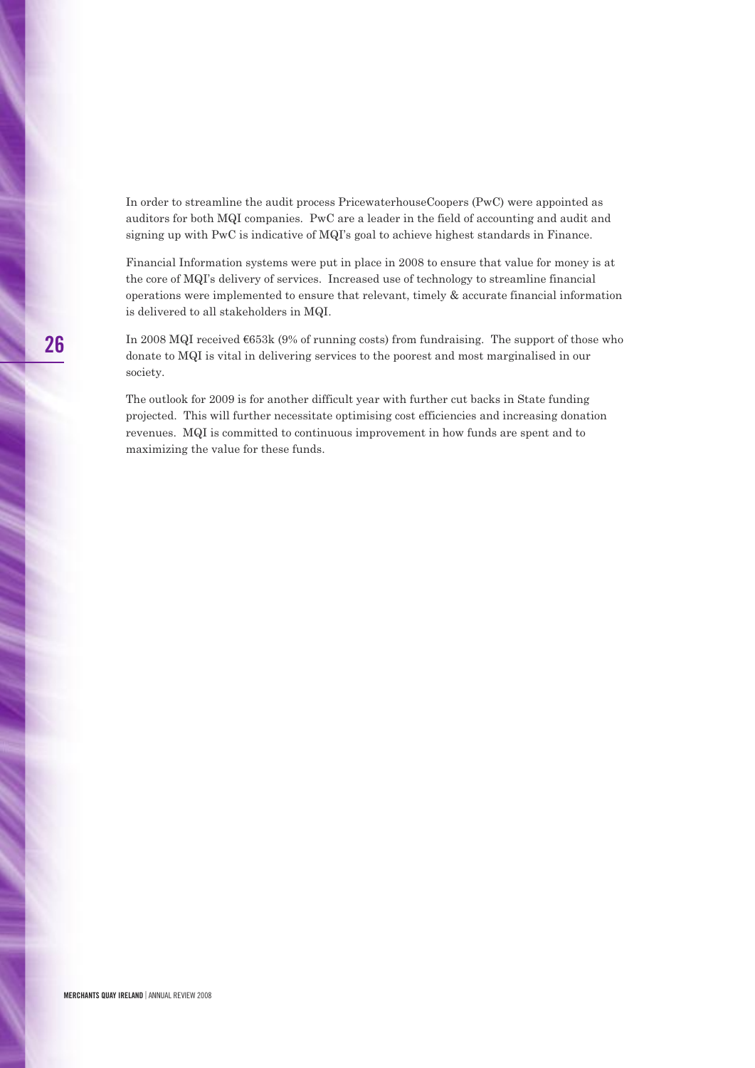In order to streamline the audit process PricewaterhouseCoopers (PwC) were appointed as auditors for both MQI companies. PwC are a leader in the field of accounting and audit and signing up with PwC is indicative of MQI's goal to achieve highest standards in Finance.

Financial Information systems were put in place in 2008 to ensure that value for money is at the core of MQI's delivery of services. Increased use of technology to streamline financial operations were implemented to ensure that relevant, timely & accurate financial information is delivered to all stakeholders in MQI.

In 2008 MQI received €653k (9% of running costs) from fundraising. The support of those who donate to MQI is vital in delivering services to the poorest and most marginalised in our society.

The outlook for 2009 is for another difficult year with further cut backs in State funding projected. This will further necessitate optimising cost efficiencies and increasing donation revenues. MQI is committed to continuous improvement in how funds are spent and to maximizing the value for these funds.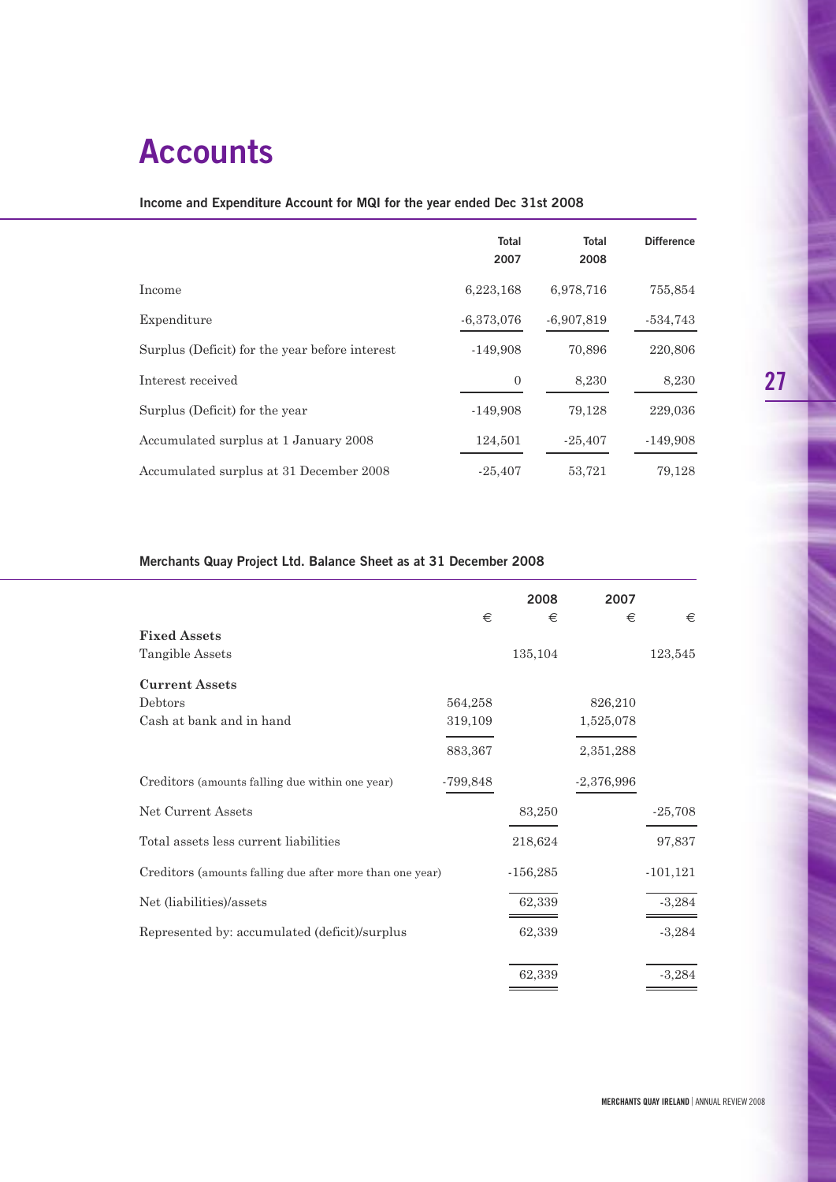# Accounts

## Income and Expenditure Account for MQI for the year ended Dec 31st 2008

| | Total 2007 | Total 2008 | Difference |
|---|---|---|---|
| Income | 6,223,168 | 6,978,716 | 755,854 |
| Expenditure | -6,373,076 | -6,907,819 | -534,743 |
| Surplus (Deficit) for the year before interest | -149,908 | 70,896 | 220,806 |
| Interest received | 0 | 8,230 | 8,230 |
| Surplus (Deficit) for the year | -149,908 | 79,128 | 229,036 |
| Accumulated surplus at 1 January 2008 | 124,501 | -25,407 | -149,908 |
| Accumulated surplus at 31 December 2008 | -25,407 | 53,721 | 79,128 |

## Merchants Quay Project Ltd. Balance Sheet as at 31 December 2008

| | | 2008 | 2007 | |
|---|---|---|---|---|
| | € | € | € | € |
| **Fixed Assets** | | | | |
| Tangible Assets | | 135,104 | | 123,545 |
| **Current Assets** | | | | |
| Debtors | 564,258 | | 826,210 | |
| Cash at bank and in hand | 319,109 | | 1,525,078 | |
| | 883,367 | | 2,351,288 | |
| Creditors (amounts falling due within one year) | -799,848 | | -2,376,996 | |
| Net Current Assets | | 83,250 | | -25,708 |
| Total assets less current liabilities | | 218,624 | | 97,837 |
| Creditors (amounts falling due after more than one year) | | -156,285 | | -101,121 |
| Net (liabilities)/assets | | 62,339 | | -3,284 |
| Represented by: accumulated (deficit)/surplus | | 62,339 | | -3,284 |
| | | 62,339 | | -3,284 |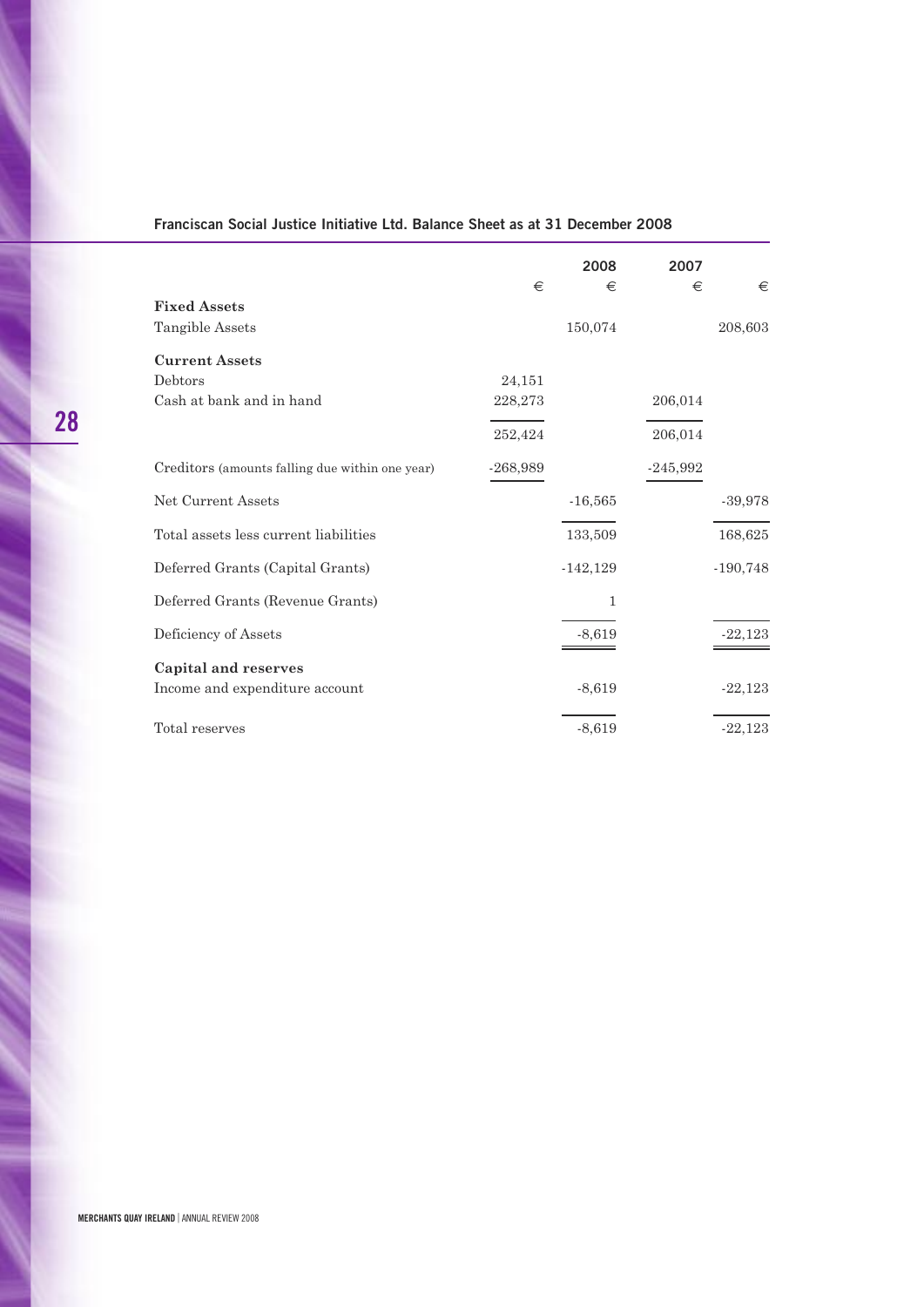## Franciscan Social Justice Initiative Ltd. Balance Sheet as at 31 December 2008

| | | 2008 | 2007 | |
|---|---|---|---|---|
| | € | € | € | € |
| **Fixed Assets** | | | | |
| Tangible Assets | | 150,074 | | 208,603 |
| **Current Assets** | | | | |
| Debtors | 24,151 | | | |
| Cash at bank and in hand | 228,273 | | 206,014 | |
| | 252,424 | | 206,014 | |
| Creditors (amounts falling due within one year) | -268,989 | | -245,992 | |
| Net Current Assets | | -16,565 | | -39,978 |
| Total assets less current liabilities | | 133,509 | | 168,625 |
| Deferred Grants (Capital Grants) | | -142,129 | | -190,748 |
| Deferred Grants (Revenue Grants) | | 1 | | |
| Deficiency of Assets | | -8,619 | | -22,123 |
| **Capital and reserves** | | | | |
| Income and expenditure account | | -8,619 | | -22,123 |
| Total reserves | | -8,619 | | -22,123 |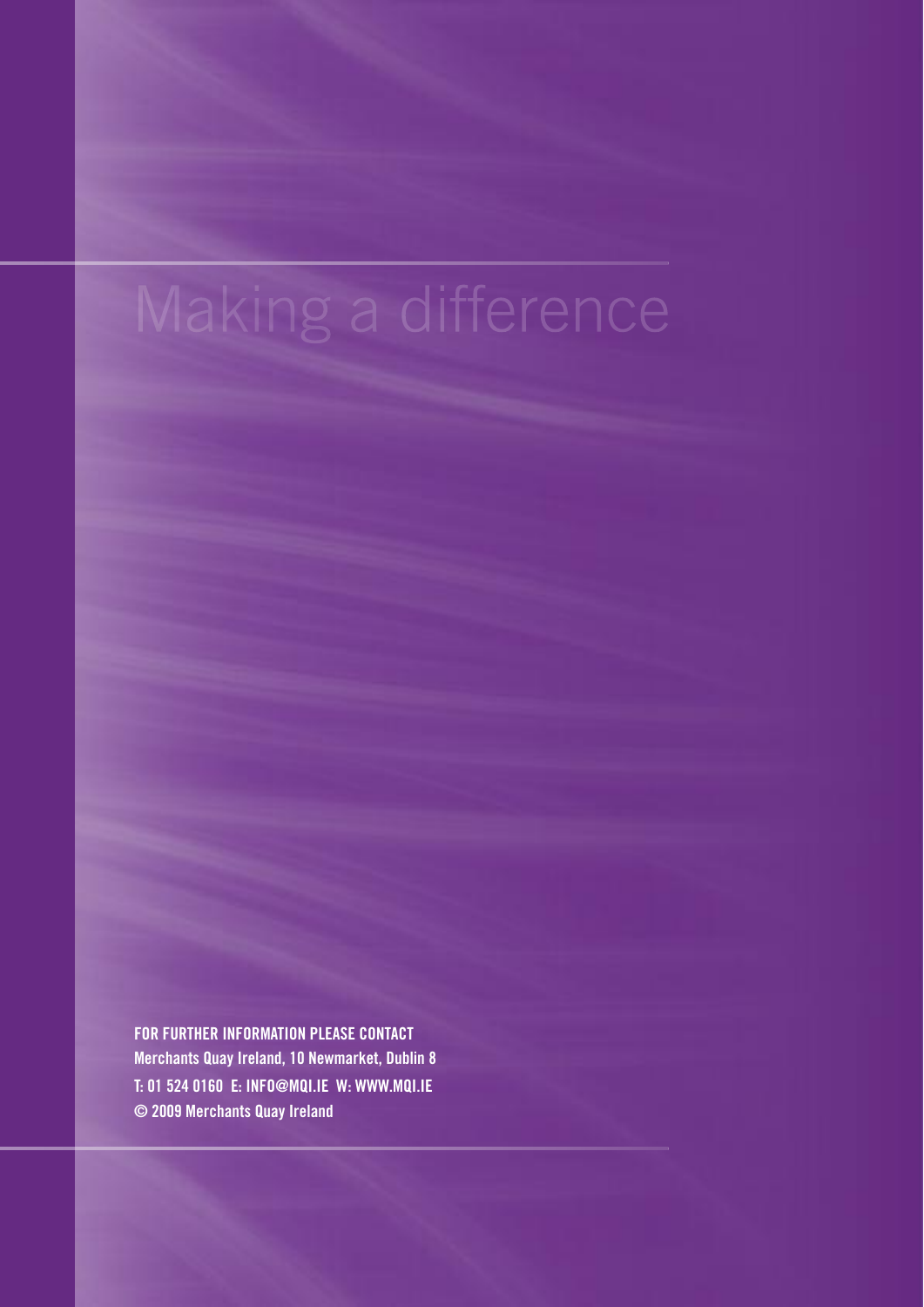# Making a difference

**FOR FURTHER INFORMATION PLEASE CONTACT**
**Merchants Quay Ireland, 10 Newmarket, Dublin 8**
**T: 01 524 0160 E: INFO@MQI.IE W: WWW.MQI.IE**
**© 2009 Merchants Quay Ireland**